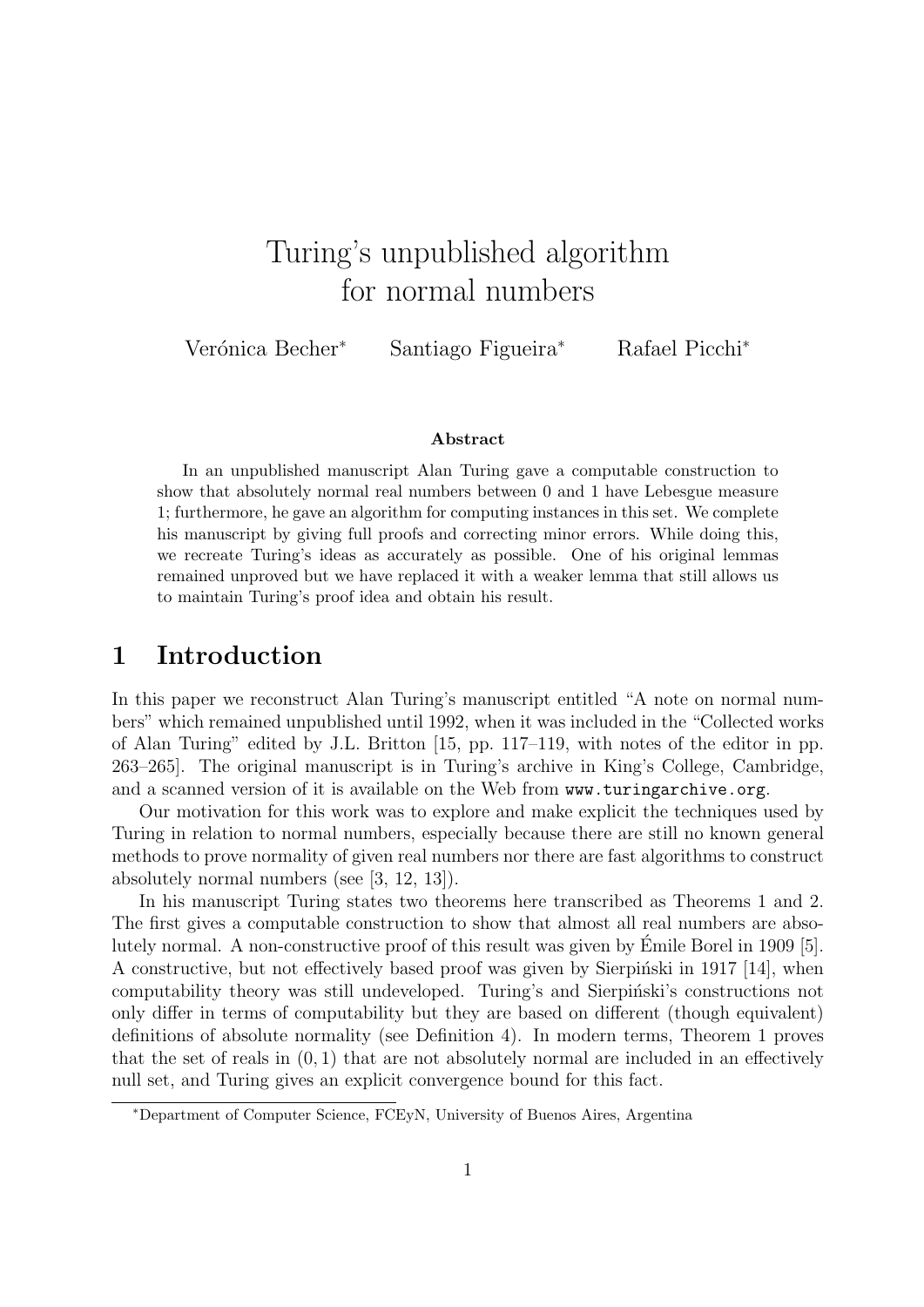# Turing's unpublished algorithm for normal numbers

Verónica Becher* Santiago Figueira* Rafael Picchi*

**Abstract**

In an unpublished manuscript Alan Turing gave a computable construction to show that absolutely normal real numbers between 0 and 1 have Lebesgue measure 1; furthermore, he gave an algorithm for computing instances in this set. We complete his manuscript by giving full proofs and correcting minor errors. While doing this, we recreate Turing's ideas as accurately as possible. One of his original lemmas remained unproved but we have replaced it with a weaker lemma that still allows us to maintain Turing's proof idea and obtain his result.

## 1 Introduction

In this paper we reconstruct Alan Turing's manuscript entitled "A note on normal numbers" which remained unpublished until 1992, when it was included in the "Collected works of Alan Turing" edited by J.L. Britton [15, pp. 117–119, with notes of the editor in pp. 263–265]. The original manuscript is in Turing's archive in King's College, Cambridge, and a scanned version of it is available on the Web from `www.turingarchive.org`.

Our motivation for this work was to explore and make explicit the techniques used by Turing in relation to normal numbers, especially because there are still no known general methods to prove normality of given real numbers nor there are fast algorithms to construct absolutely normal numbers (see [3, 12, 13]).

In his manuscript Turing states two theorems here transcribed as Theorems 1 and 2. The first gives a computable construction to show that almost all real numbers are absolutely normal. A non-constructive proof of this result was given by Émile Borel in 1909 [5]. A constructive, but not effectively based proof was given by Sierpiński in 1917 [14], when computability theory was still undeveloped. Turing's and Sierpiński's constructions not only differ in terms of computability but they are based on different (though equivalent) definitions of absolute normality (see Definition 4). In modern terms, Theorem 1 proves that the set of reals in $(0, 1)$ that are not absolutely normal are included in an effectively null set, and Turing gives an explicit convergence bound for this fact.

*Department of Computer Science, FCEyN, University of Buenos Aires, Argentina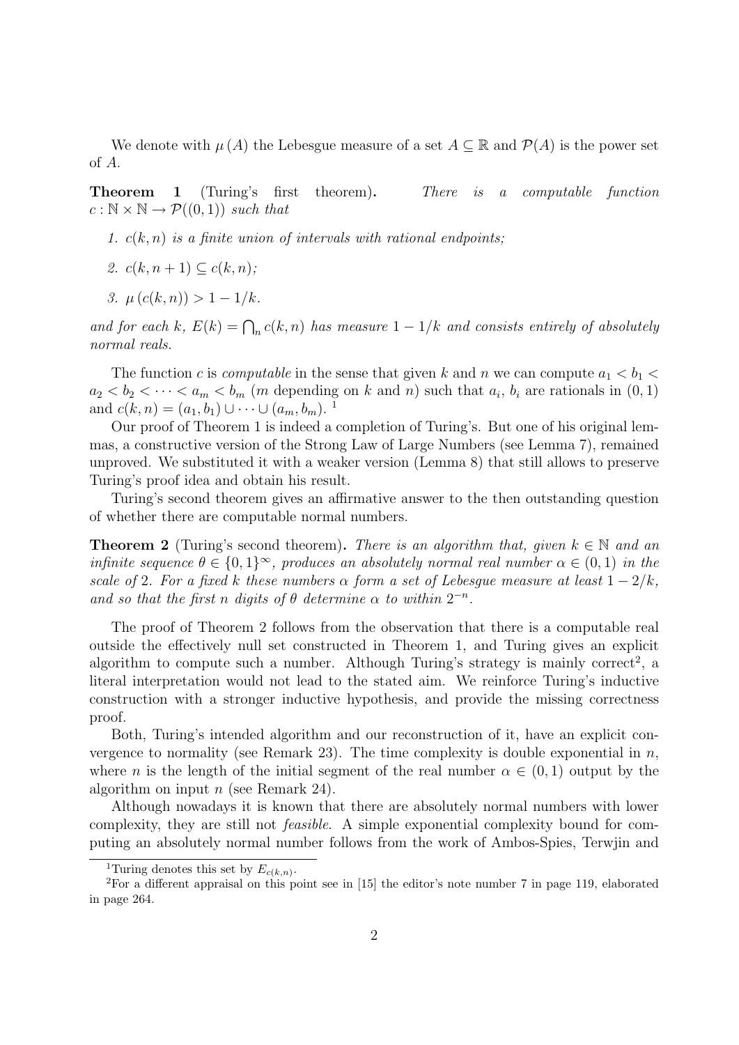We denote with $\mu(A)$ the Lebesgue measure of a set $A \subseteq \mathbb{R}$ and $\mathcal{P}(A)$ is the power set of $A$.

**Theorem 1** (Turing's first theorem)**.** *There is a computable function $c : \mathbb{N} \times \mathbb{N} \to \mathcal{P}((0,1))$ such that*

1. *$c(k,n)$ is a finite union of intervals with rational endpoints;*
2. *$c(k,n+1) \subseteq c(k,n)$;*
3. *$\mu(c(k,n)) > 1 - 1/k$.*

*and for each $k$, $E(k) = \bigcap_n c(k,n)$ has measure $1 - 1/k$ and consists entirely of absolutely normal reals.*

The function $c$ is *computable* in the sense that given $k$ and $n$ we can compute $a_1 < b_1 < a_2 < b_2 < \cdots < a_m < b_m$ ($m$ depending on $k$ and $n$) such that $a_i$, $b_i$ are rationals in $(0,1)$ and $c(k,n) = (a_1, b_1) \cup \cdots \cup (a_m, b_m)$. [1]

Our proof of Theorem 1 is indeed a completion of Turing's. But one of his original lemmas, a constructive version of the Strong Law of Large Numbers (see Lemma 7), remained unproved. We substituted it with a weaker version (Lemma 8) that still allows to preserve Turing's proof idea and obtain his result.

Turing's second theorem gives an affirmative answer to the then outstanding question of whether there are computable normal numbers.

**Theorem 2** (Turing's second theorem)**.** *There is an algorithm that, given $k \in \mathbb{N}$ and an infinite sequence $\theta \in \{0,1\}^\infty$, produces an absolutely normal real number $\alpha \in (0,1)$ in the scale of 2. For a fixed $k$ these numbers $\alpha$ form a set of Lebesgue measure at least $1 - 2/k$, and so that the first $n$ digits of $\theta$ determine $\alpha$ to within $2^{-n}$.*

The proof of Theorem 2 follows from the observation that there is a computable real outside the effectively null set constructed in Theorem 1, and Turing gives an explicit algorithm to compute such a number. Although Turing's strategy is mainly correct[2], a literal interpretation would not lead to the stated aim. We reinforce Turing's inductive construction with a stronger inductive hypothesis, and provide the missing correctness proof.

Both, Turing's intended algorithm and our reconstruction of it, have an explicit convergence to normality (see Remark 23). The time complexity is double exponential in $n$, where $n$ is the length of the initial segment of the real number $\alpha \in (0,1)$ output by the algorithm on input $n$ (see Remark 24).

Although nowadays it is known that there are absolutely normal numbers with lower complexity, they are still not *feasible*. A simple exponential complexity bound for computing an absolutely normal number follows from the work of Ambos-Spies, Terwjin and

[1] Turing denotes this set by $E_{c(k,n)}$.

[2] For a different appraisal on this point see in [15] the editor's note number 7 in page 119, elaborated in page 264.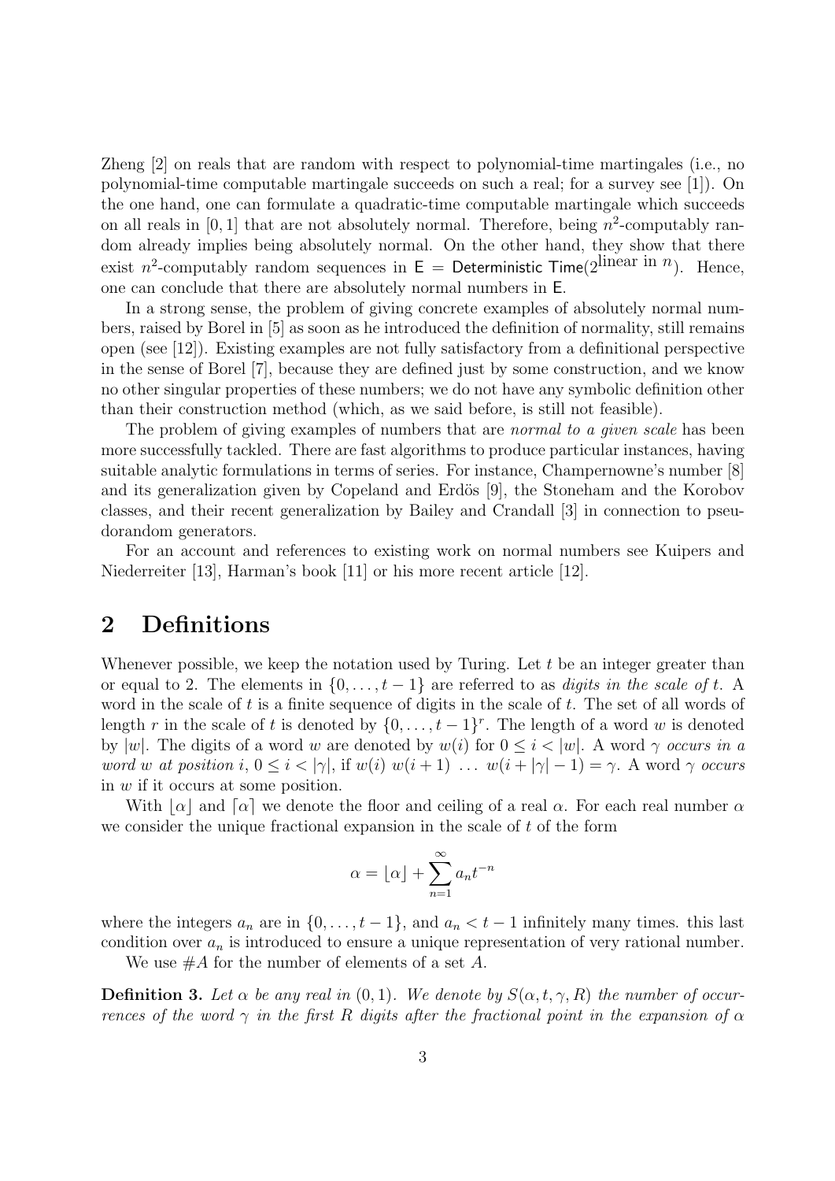Zheng [2] on reals that are random with respect to polynomial-time martingales (i.e., no polynomial-time computable martingale succeeds on such a real; for a survey see [1]). On the one hand, one can formulate a quadratic-time computable martingale which succeeds on all reals in $[0, 1]$ that are not absolutely normal. Therefore, being $n^2$-computably random already implies being absolutely normal. On the other hand, they show that there exist $n^2$-computably random sequences in $\mathsf{E} = \mathsf{Deterministic\ Time}(2^{\text{linear in } n})$. Hence, one can conclude that there are absolutely normal numbers in $\mathsf{E}$.

In a strong sense, the problem of giving concrete examples of absolutely normal numbers, raised by Borel in [5] as soon as he introduced the definition of normality, still remains open (see [12]). Existing examples are not fully satisfactory from a definitional perspective in the sense of Borel [7], because they are defined just by some construction, and we know no other singular properties of these numbers; we do not have any symbolic definition other than their construction method (which, as we said before, is still not feasible).

The problem of giving examples of numbers that are *normal to a given scale* has been more successfully tackled. There are fast algorithms to produce particular instances, having suitable analytic formulations in terms of series. For instance, Champernowne's number [8] and its generalization given by Copeland and Erdös [9], the Stoneham and the Korobov classes, and their recent generalization by Bailey and Crandall [3] in connection to pseudorandom generators.

For an account and references to existing work on normal numbers see Kuipers and Niederreiter [13], Harman's book [11] or his more recent article [12].

## 2 Definitions

Whenever possible, we keep the notation used by Turing. Let $t$ be an integer greater than or equal to 2. The elements in $\{0, \ldots, t-1\}$ are referred to as *digits in the scale of* $t$. A word in the scale of $t$ is a finite sequence of digits in the scale of $t$. The set of all words of length $r$ in the scale of $t$ is denoted by $\{0, \ldots, t-1\}^r$. The length of a word $w$ is denoted by $|w|$. The digits of a word $w$ are denoted by $w(i)$ for $0 \leq i < |w|$. A word $\gamma$ *occurs in a word* $w$ *at position* $i$, $0 \leq i < |\gamma|$, if $w(i)\ w(i+1)\ \ldots\ w(i+|\gamma|-1) = \gamma$. A word $\gamma$ *occurs* in $w$ if it occurs at some position.

With $\lfloor \alpha \rfloor$ and $\lceil \alpha \rceil$ we denote the floor and ceiling of a real $\alpha$. For each real number $\alpha$ we consider the unique fractional expansion in the scale of $t$ of the form

$$\alpha = \lfloor \alpha \rfloor + \sum_{n=1}^{\infty} a_n t^{-n}$$

where the integers $a_n$ are in $\{0, \ldots, t-1\}$, and $a_n < t-1$ infinitely many times. this last condition over $a_n$ is introduced to ensure a unique representation of very rational number.

We use $\#A$ for the number of elements of a set $A$.

**Definition 3.** *Let $\alpha$ be any real in $(0, 1)$. We denote by $S(\alpha, t, \gamma, R)$ the number of occurrences of the word $\gamma$ in the first $R$ digits after the fractional point in the expansion of $\alpha$*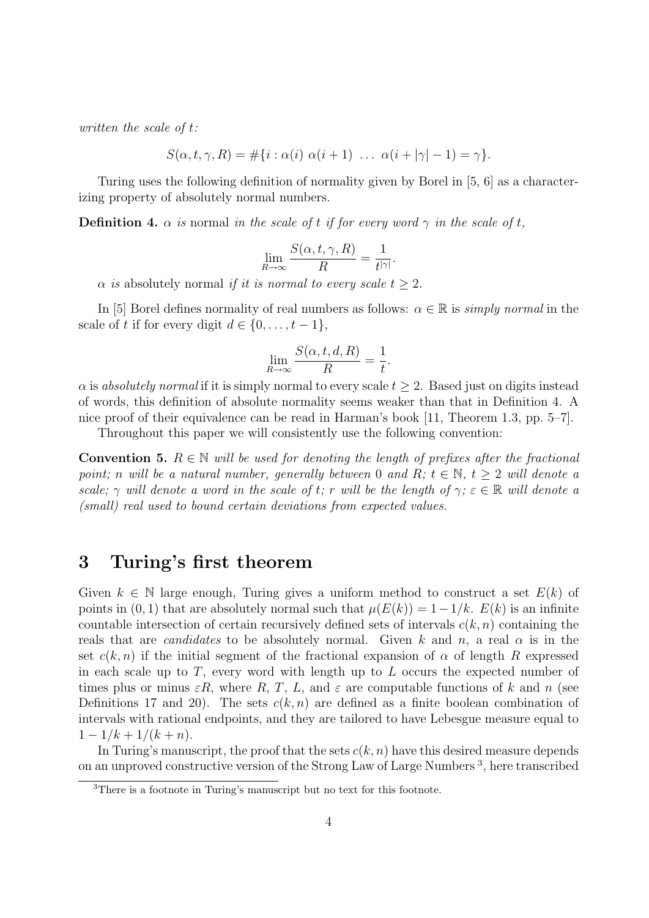*written the scale of t:*

$$S(\alpha, t, \gamma, R) = \#\{i : \alpha(i)\ \alpha(i+1)\ \ldots\ \alpha(i+|\gamma|-1) = \gamma\}.$$

Turing uses the following definition of normality given by Borel in [5, 6] as a characterizing property of absolutely normal numbers.

**Definition 4.** *$\alpha$ is* normal *in the scale of $t$ if for every word $\gamma$ in the scale of $t$,*

$$\lim_{R\to\infty} \frac{S(\alpha, t, \gamma, R)}{R} = \frac{1}{t^{|\gamma|}}.$$

*$\alpha$ is* absolutely normal *if it is normal to every scale $t \geq 2$.*

In [5] Borel defines normality of real numbers as follows: $\alpha \in \mathbb{R}$ is *simply normal* in the scale of $t$ if for every digit $d \in \{0, \ldots, t-1\}$,

$$\lim_{R\to\infty} \frac{S(\alpha, t, d, R)}{R} = \frac{1}{t}.$$

$\alpha$ is *absolutely normal* if it is simply normal to every scale $t \geq 2$. Based just on digits instead of words, this definition of absolute normality seems weaker than that in Definition 4. A nice proof of their equivalence can be read in Harman's book [11, Theorem 1.3, pp. 5–7].

Throughout this paper we will consistently use the following convention:

**Convention 5.** *$R \in \mathbb{N}$ will be used for denoting the length of prefixes after the fractional point; $n$ will be a natural number, generally between 0 and $R$; $t \in \mathbb{N}$, $t \geq 2$ will denote a scale; $\gamma$ will denote a word in the scale of $t$; $r$ will be the length of $\gamma$; $\varepsilon \in \mathbb{R}$ will denote a (small) real used to bound certain deviations from expected values.*

## 3 Turing's first theorem

Given $k \in \mathbb{N}$ large enough, Turing gives a uniform method to construct a set $E(k)$ of points in $(0, 1)$ that are absolutely normal such that $\mu(E(k)) = 1 - 1/k$. $E(k)$ is an infinite countable intersection of certain recursively defined sets of intervals $c(k, n)$ containing the reals that are *candidates* to be absolutely normal. Given $k$ and $n$, a real $\alpha$ is in the set $c(k, n)$ if the initial segment of the fractional expansion of $\alpha$ of length $R$ expressed in each scale up to $T$, every word with length up to $L$ occurs the expected number of times plus or minus $\varepsilon R$, where $R$, $T$, $L$, and $\varepsilon$ are computable functions of $k$ and $n$ (see Definitions 17 and 20). The sets $c(k, n)$ are defined as a finite boolean combination of intervals with rational endpoints, and they are tailored to have Lebesgue measure equal to $1 - 1/k + 1/(k + n)$.

In Turing's manuscript, the proof that the sets $c(k, n)$ have this desired measure depends on an unproved constructive version of the Strong Law of Large Numbers [3], here transcribed

[3] There is a footnote in Turing's manuscript but no text for this footnote.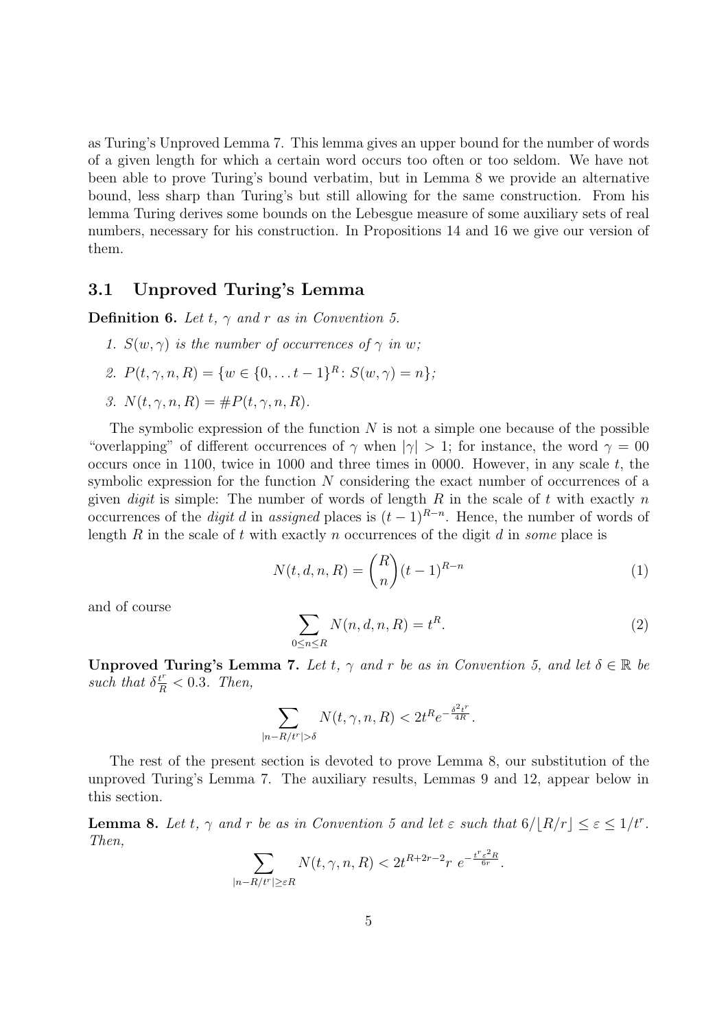as Turing's Unproved Lemma 7. This lemma gives an upper bound for the number of words of a given length for which a certain word occurs too often or too seldom. We have not been able to prove Turing's bound verbatim, but in Lemma 8 we provide an alternative bound, less sharp than Turing's but still allowing for the same construction. From his lemma Turing derives some bounds on the Lebesgue measure of some auxiliary sets of real numbers, necessary for his construction. In Propositions 14 and 16 we give our version of them.

### 3.1 Unproved Turing's Lemma

**Definition 6.** *Let $t$, $\gamma$ and $r$ as in Convention 5.*

1. *$S(w, \gamma)$ is the number of occurrences of $\gamma$ in $w$;*
2. *$P(t, \gamma, n, R) = \{w \in \{0, \dots t-1\}^R \colon S(w, \gamma) = n\}$;*
3. *$N(t, \gamma, n, R) = \# P(t, \gamma, n, R)$.*

The symbolic expression of the function $N$ is not a simple one because of the possible "overlapping" of different occurrences of $\gamma$ when $|\gamma| > 1$; for instance, the word $\gamma = 00$ occurs once in 1100, twice in 1000 and three times in 0000. However, in any scale $t$, the symbolic expression for the function $N$ considering the exact number of occurrences of a given *digit* is simple: The number of words of length $R$ in the scale of $t$ with exactly $n$ occurrences of the *digit* $d$ in *assigned* places is $(t-1)^{R-n}$. Hence, the number of words of length $R$ in the scale of $t$ with exactly $n$ occurrences of the digit $d$ in *some* place is

$$N(t, d, n, R) = \binom{R}{n}(t-1)^{R-n} \tag{1}$$

and of course

$$\sum_{0 \leq n \leq R} N(n, d, n, R) = t^R. \tag{2}$$

**Unproved Turing's Lemma 7.** *Let $t$, $\gamma$ and $r$ be as in Convention 5, and let $\delta \in \mathbb{R}$ be such that $\delta \frac{t^r}{R} < 0.3$. Then,*

$$\sum_{|n - R/t^r| > \delta} N(t, \gamma, n, R) < 2t^R e^{-\frac{\delta^2 t^r}{4R}}.$$

The rest of the present section is devoted to prove Lemma 8, our substitution of the unproved Turing's Lemma 7. The auxiliary results, Lemmas 9 and 12, appear below in this section.

**Lemma 8.** *Let $t$, $\gamma$ and $r$ be as in Convention 5 and let $\varepsilon$ such that $6/\lfloor R/r \rfloor \leq \varepsilon \leq 1/t^r$. Then,*

$$\sum_{|n - R/t^r| \geq \varepsilon R} N(t, \gamma, n, R) < 2t^{R+2r-2} r \ e^{-\frac{t^r \varepsilon^2 R}{6r}}.$$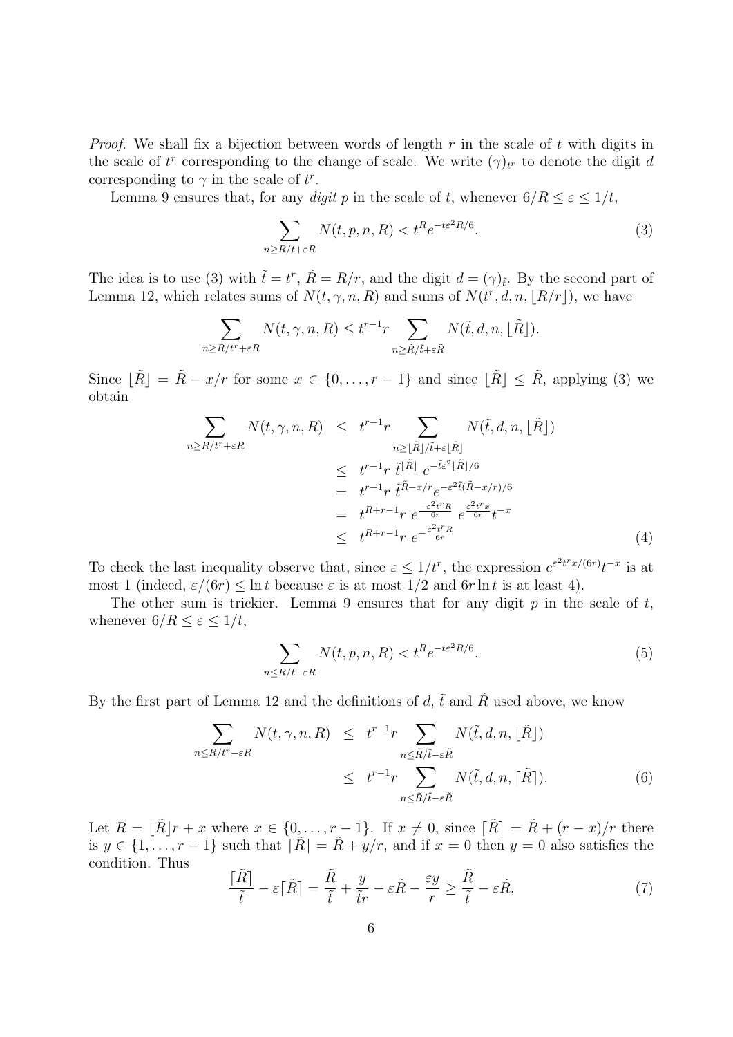*Proof.* We shall fix a bijection between words of length $r$ in the scale of $t$ with digits in the scale of $t^r$ corresponding to the change of scale. We write $(\gamma)_{t^r}$ to denote the digit $d$ corresponding to $\gamma$ in the scale of $t^r$.

Lemma 9 ensures that, for any *digit* $p$ in the scale of $t$, whenever $6/R \leq \varepsilon \leq 1/t$,

$$\sum_{n \geq R/t + \varepsilon R} N(t, p, n, R) < t^R e^{-t\varepsilon^2 R/6}. \tag{3}$$

The idea is to use (3) with $\tilde{t} = t^r$, $\tilde{R} = R/r$, and the digit $d = (\gamma)_{\tilde{t}}$. By the second part of Lemma 12, which relates sums of $N(t, \gamma, n, R)$ and sums of $N(t^r, d, n, \lfloor R/r \rfloor)$, we have

$$\sum_{n \geq R/t^r + \varepsilon R} N(t, \gamma, n, R) \leq t^{r-1} r \sum_{n \geq \tilde{R}/\tilde{t} + \varepsilon \tilde{R}} N(\tilde{t}, d, n, \lfloor \tilde{R} \rfloor).$$

Since $\lfloor \tilde{R} \rfloor = \tilde{R} - x/r$ for some $x \in \{0, \ldots, r-1\}$ and since $\lfloor \tilde{R} \rfloor \leq \tilde{R}$, applying (3) we obtain

$$\begin{aligned}
\sum_{n \geq R/t^r + \varepsilon R} N(t, \gamma, n, R) &\leq t^{r-1} r \sum_{n \geq \lfloor \tilde{R} \rfloor / \tilde{t} + \varepsilon \lfloor \tilde{R} \rfloor} N(\tilde{t}, d, n, \lfloor \tilde{R} \rfloor) \\
&\leq t^{r-1} r \; \tilde{t}^{\lfloor \tilde{R} \rfloor} \; e^{-\tilde{t}\varepsilon^2 \lfloor \tilde{R} \rfloor / 6} \\
&= t^{r-1} r \; \tilde{t}^{\tilde{R} - x/r} e^{-\varepsilon^2 \tilde{t} (\tilde{R} - x/r)/6} \\
&= t^{R+r-1} r \; e^{\frac{-\varepsilon^2 t^r R}{6r}} \; e^{\frac{\varepsilon^2 t^r x}{6r}} t^{-x} \\
&\leq t^{R+r-1} r \; e^{-\frac{\varepsilon^2 t^r R}{6r}}
\end{aligned} \tag{4}$$

To check the last inequality observe that, since $\varepsilon \leq 1/t^r$, the expression $e^{\varepsilon^2 t^r x/(6r)} t^{-x}$ is at most 1 (indeed, $\varepsilon/(6r) \leq \ln t$ because $\varepsilon$ is at most $1/2$ and $6r \ln t$ is at least 4).

The other sum is trickier. Lemma 9 ensures that for any digit $p$ in the scale of $t$, whenever $6/R \leq \varepsilon \leq 1/t$,

$$\sum_{n \leq R/t - \varepsilon R} N(t, p, n, R) < t^R e^{-t\varepsilon^2 R/6}. \tag{5}$$

By the first part of Lemma 12 and the definitions of $d$, $\tilde{t}$ and $\tilde{R}$ used above, we know

$$\begin{aligned}
\sum_{n \leq R/t^r - \varepsilon R} N(t, \gamma, n, R) &\leq t^{r-1} r \sum_{n \leq \tilde{R}/\tilde{t} - \varepsilon \tilde{R}} N(\tilde{t}, d, n, \lfloor \tilde{R} \rfloor) \\
&\leq t^{r-1} r \sum_{n \leq \tilde{R}/\tilde{t} - \varepsilon \tilde{R}} N(\tilde{t}, d, n, \lceil \tilde{R} \rceil).
\end{aligned} \tag{6}$$

Let $R = \lfloor \tilde{R} \rfloor r + x$ where $x \in \{0, \ldots, r-1\}$. If $x \neq 0$, since $\lceil \tilde{R} \rceil = \tilde{R} + (r-x)/r$ there is $y \in \{1, \ldots, r-1\}$ such that $\lceil \tilde{R} \rceil = \tilde{R} + y/r$, and if $x = 0$ then $y = 0$ also satisfies the condition. Thus

$$\frac{\lceil \tilde{R} \rceil}{\tilde{t}} - \varepsilon \lceil \tilde{R} \rceil = \frac{\tilde{R}}{\tilde{t}} + \frac{y}{\tilde{t} r} - \varepsilon \tilde{R} - \frac{\varepsilon y}{r} \geq \frac{\tilde{R}}{\tilde{t}} - \varepsilon \tilde{R}, \tag{7}$$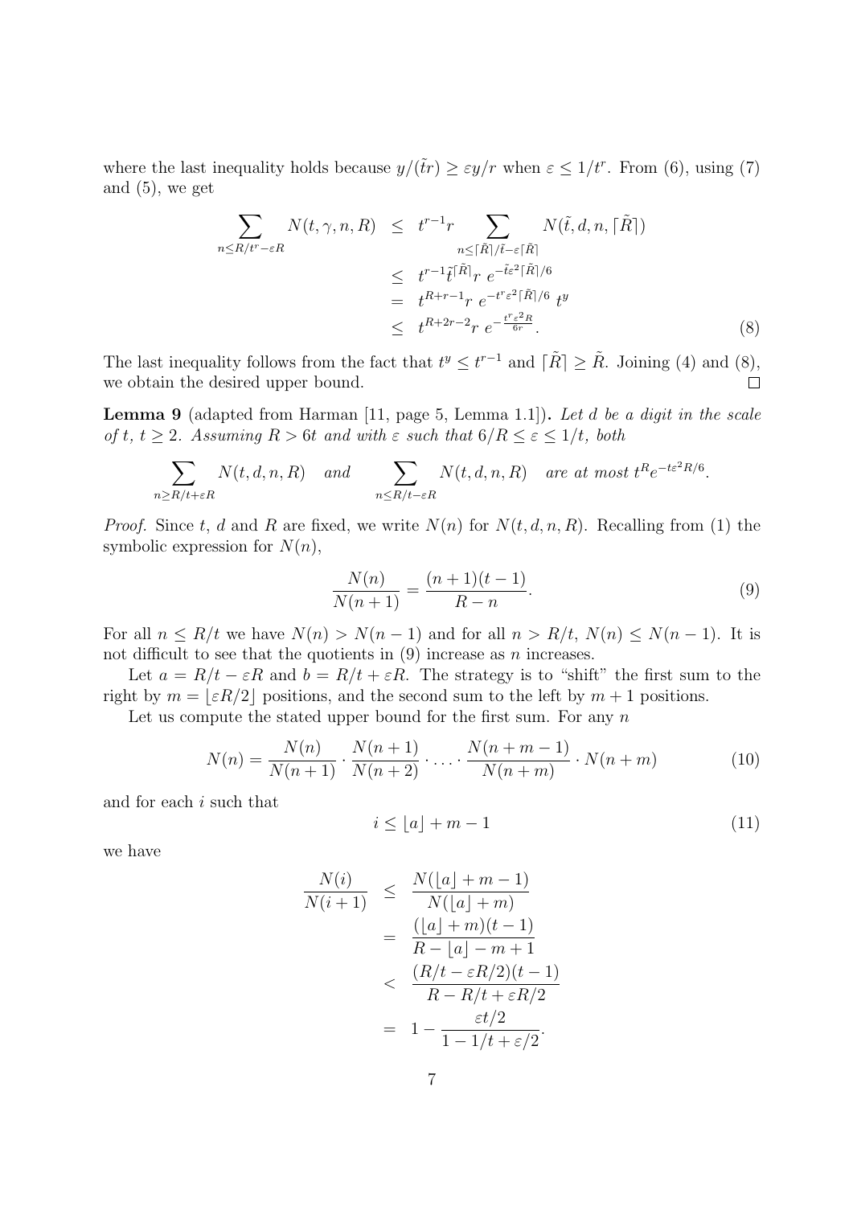where the last inequality holds because $y/(\tilde{t}r) \geq \varepsilon y/r$ when $\varepsilon \leq 1/t^r$. From (6), using (7) and (5), we get

$$
\begin{aligned}
\sum_{n \leq R/t^r - \varepsilon R} N(t, \gamma, n, R) &\leq t^{r-1} r \sum_{n \leq \lceil \tilde{R} \rceil / \tilde{t} - \varepsilon \lceil \tilde{R} \rceil} N(\tilde{t}, d, n, \lceil \tilde{R} \rceil) \\
&\leq t^{r-1} \tilde{t}^{\lceil \tilde{R} \rceil} r \; e^{-\tilde{t} \varepsilon^2 \lceil \tilde{R} \rceil / 6} \\
&= t^{R+r-1} r \; e^{-t^r \varepsilon^2 \lceil \tilde{R} \rceil / 6} \; t^y \\
&\leq t^{R+2r-2} r \; e^{-\frac{t^r \varepsilon^2 R}{6r}}. \qquad (8)
\end{aligned}
$$

The last inequality follows from the fact that $t^y \leq t^{r-1}$ and $\lceil \tilde{R} \rceil \geq \tilde{R}$. Joining (4) and (8), we obtain the desired upper bound. $\square$

**Lemma 9** (adapted from Harman [11, page 5, Lemma 1.1])**.** *Let $d$ be a digit in the scale of $t$, $t \geq 2$. Assuming $R > 6t$ and with $\varepsilon$ such that $6/R \leq \varepsilon \leq 1/t$, both*

$$
\sum_{n \geq R/t + \varepsilon R} N(t, d, n, R) \quad \textit{and} \quad \sum_{n \leq R/t - \varepsilon R} N(t, d, n, R) \quad \textit{are at most } t^R e^{-t\varepsilon^2 R/6}.
$$

*Proof.* Since $t$, $d$ and $R$ are fixed, we write $N(n)$ for $N(t, d, n, R)$. Recalling from (1) the symbolic expression for $N(n)$,

$$
\frac{N(n)}{N(n+1)} = \frac{(n+1)(t-1)}{R-n}. \qquad (9)
$$

For all $n \leq R/t$ we have $N(n) > N(n-1)$ and for all $n > R/t$, $N(n) \leq N(n-1)$. It is not difficult to see that the quotients in (9) increase as $n$ increases.

Let $a = R/t - \varepsilon R$ and $b = R/t + \varepsilon R$. The strategy is to "shift" the first sum to the right by $m = \lfloor \varepsilon R/2 \rfloor$ positions, and the second sum to the left by $m+1$ positions.

Let us compute the stated upper bound for the first sum. For any $n$

$$
N(n) = \frac{N(n)}{N(n+1)} \cdot \frac{N(n+1)}{N(n+2)} \cdot \ldots \cdot \frac{N(n+m-1)}{N(n+m)} \cdot N(n+m) \qquad (10)
$$

and for each $i$ such that

$$
i \leq \lfloor a \rfloor + m - 1 \qquad (11)
$$

we have

$$
\begin{aligned}
\frac{N(i)}{N(i+1)} &\leq \frac{N(\lfloor a \rfloor + m - 1)}{N(\lfloor a \rfloor + m)} \\
&= \frac{(\lfloor a \rfloor + m)(t-1)}{R - \lfloor a \rfloor - m + 1} \\
&< \frac{(R/t - \varepsilon R/2)(t-1)}{R - R/t + \varepsilon R/2} \\
&= 1 - \frac{\varepsilon t/2}{1 - 1/t + \varepsilon/2}.
\end{aligned}
$$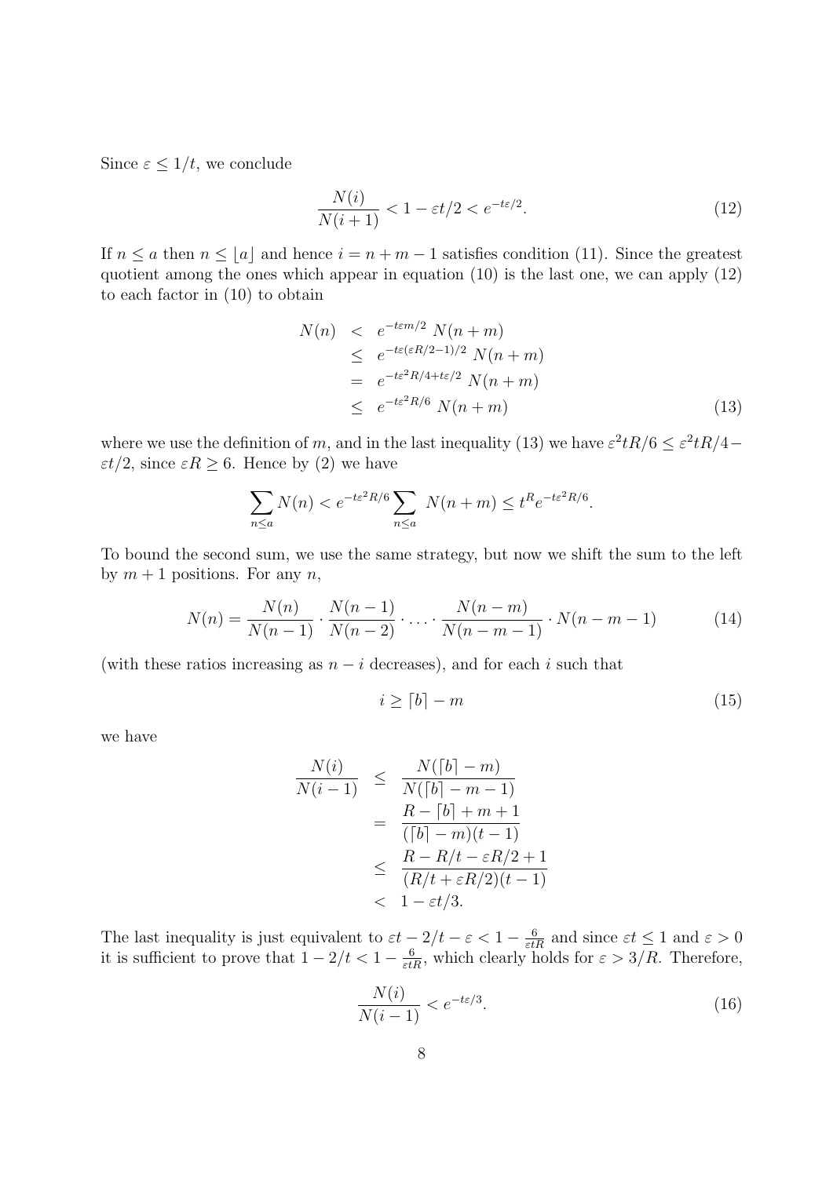Since $\varepsilon \le 1/t$, we conclude

$$\frac{N(i)}{N(i+1)} < 1 - \varepsilon t/2 < e^{-t\varepsilon/2}. \tag{12}$$

If $n \le a$ then $n \le \lfloor a \rfloor$ and hence $i = n + m - 1$ satisfies condition (11). Since the greatest quotient among the ones which appear in equation (10) is the last one, we can apply (12) to each factor in (10) to obtain

$$\begin{aligned}
N(n) &< e^{-t\varepsilon m/2}\, N(n+m) \\
&\le e^{-t\varepsilon(\varepsilon R/2-1)/2}\, N(n+m) \\
&= e^{-t\varepsilon^2 R/4 + t\varepsilon/2}\, N(n+m) \\
&\le e^{-t\varepsilon^2 R/6}\, N(n+m) \qquad (13)
\end{aligned}$$

where we use the definition of $m$, and in the last inequality (13) we have $\varepsilon^2 tR/6 \le \varepsilon^2 tR/4 - \varepsilon t/2$, since $\varepsilon R \ge 6$. Hence by (2) we have

$$\sum_{n \le a} N(n) < e^{-t\varepsilon^2 R/6} \sum_{n \le a} N(n+m) \le t^R e^{-t\varepsilon^2 R/6}.$$

To bound the second sum, we use the same strategy, but now we shift the sum to the left by $m+1$ positions. For any $n$,

$$N(n) = \frac{N(n)}{N(n-1)} \cdot \frac{N(n-1)}{N(n-2)} \cdot \ldots \cdot \frac{N(n-m)}{N(n-m-1)} \cdot N(n-m-1) \tag{14}$$

(with these ratios increasing as $n - i$ decreases), and for each $i$ such that

$$i \ge \lceil b \rceil - m \tag{15}$$

we have

$$\begin{aligned}
\frac{N(i)}{N(i-1)} &\le \frac{N(\lceil b \rceil - m)}{N(\lceil b \rceil - m - 1)} \\
&= \frac{R - \lceil b \rceil + m + 1}{(\lceil b \rceil - m)(t-1)} \\
&\le \frac{R - R/t - \varepsilon R/2 + 1}{(R/t + \varepsilon R/2)(t-1)} \\
&< 1 - \varepsilon t/3.
\end{aligned}$$

The last inequality is just equivalent to $\varepsilon t - 2/t - \varepsilon < 1 - \frac{6}{\varepsilon t R}$ and since $\varepsilon t \le 1$ and $\varepsilon > 0$ it is sufficient to prove that $1 - 2/t < 1 - \frac{6}{\varepsilon t R}$, which clearly holds for $\varepsilon > 3/R$. Therefore,

$$\frac{N(i)}{N(i-1)} < e^{-t\varepsilon/3}. \tag{16}$$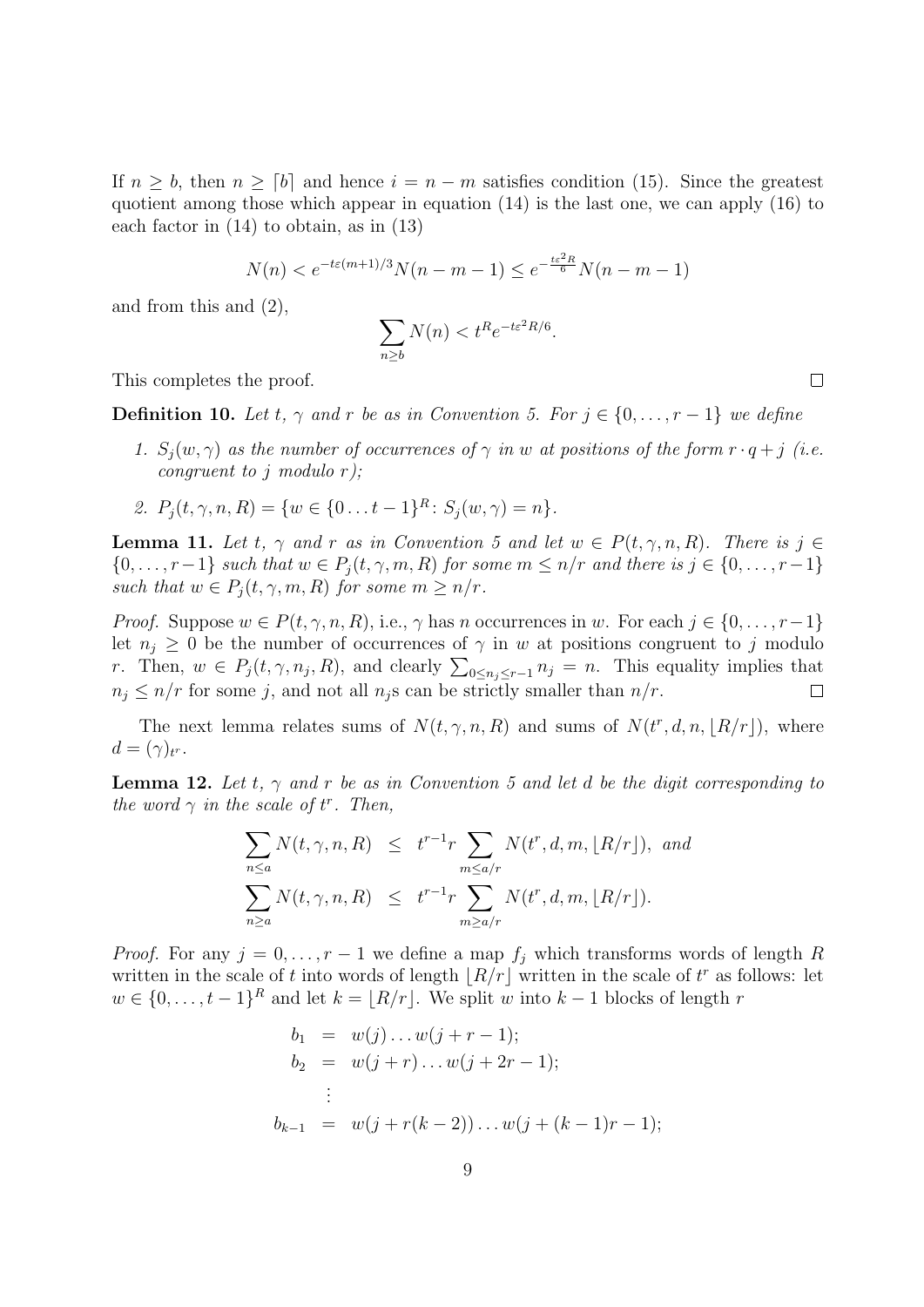If $n \geq b$, then $n \geq \lceil b \rceil$ and hence $i = n - m$ satisfies condition (15). Since the greatest quotient among those which appear in equation (14) is the last one, we can apply (16) to each factor in (14) to obtain, as in (13)

$$N(n) < e^{-t\varepsilon(m+1)/3} N(n-m-1) \leq e^{-\frac{t\varepsilon^2 R}{6}} N(n-m-1)$$

and from this and (2),

$$\sum_{n \geq b} N(n) < t^R e^{-t\varepsilon^2 R/6}.$$

This completes the proof. $\square$

**Definition 10.** *Let $t$, $\gamma$ and $r$ be as in Convention 5. For $j \in \{0, \ldots, r-1\}$ we define*

1. *$S_j(w, \gamma)$ as the number of occurrences of $\gamma$ in $w$ at positions of the form $r \cdot q + j$ (i.e. congruent to $j$ modulo $r$);*
2. *$P_j(t, \gamma, n, R) = \{w \in \{0 \ldots t-1\}^R : S_j(w, \gamma) = n\}$.*

**Lemma 11.** *Let $t$, $\gamma$ and $r$ as in Convention 5 and let $w \in P(t, \gamma, n, R)$. There is $j \in \{0, \ldots, r-1\}$ such that $w \in P_j(t, \gamma, m, R)$ for some $m \leq n/r$ and there is $j \in \{0, \ldots, r-1\}$ such that $w \in P_j(t, \gamma, m, R)$ for some $m \geq n/r$.*

*Proof.* Suppose $w \in P(t, \gamma, n, R)$, i.e., $\gamma$ has $n$ occurrences in $w$. For each $j \in \{0, \ldots, r-1\}$ let $n_j \geq 0$ be the number of occurrences of $\gamma$ in $w$ at positions congruent to $j$ modulo $r$. Then, $w \in P_j(t, \gamma, n_j, R)$, and clearly $\sum_{0 \leq n_j \leq r-1} n_j = n$. This equality implies that $n_j \leq n/r$ for some $j$, and not all $n_j$s can be strictly smaller than $n/r$. $\square$

The next lemma relates sums of $N(t, \gamma, n, R)$ and sums of $N(t^r, d, n, \lfloor R/r \rfloor)$, where $d = (\gamma)_{t^r}$.

**Lemma 12.** *Let $t$, $\gamma$ and $r$ be as in Convention 5 and let $d$ be the digit corresponding to the word $\gamma$ in the scale of $t^r$. Then,*

$$\begin{aligned} \sum_{n \leq a} N(t, \gamma, n, R) &\leq t^{r-1} r \sum_{m \leq a/r} N(t^r, d, m, \lfloor R/r \rfloor), \text{ and} \\ \sum_{n \geq a} N(t, \gamma, n, R) &\leq t^{r-1} r \sum_{m \geq a/r} N(t^r, d, m, \lfloor R/r \rfloor). \end{aligned}$$

*Proof.* For any $j = 0, \ldots, r-1$ we define a map $f_j$ which transforms words of length $R$ written in the scale of $t$ into words of length $\lfloor R/r \rfloor$ written in the scale of $t^r$ as follows: let $w \in \{0, \ldots, t-1\}^R$ and let $k = \lfloor R/r \rfloor$. We split $w$ into $k-1$ blocks of length $r$

$$\begin{aligned} b_1 &= w(j) \ldots w(j+r-1); \\ b_2 &= w(j+r) \ldots w(j+2r-1); \\ &\vdots \\ b_{k-1} &= w(j+r(k-2)) \ldots w(j+(k-1)r-1); \end{aligned}$$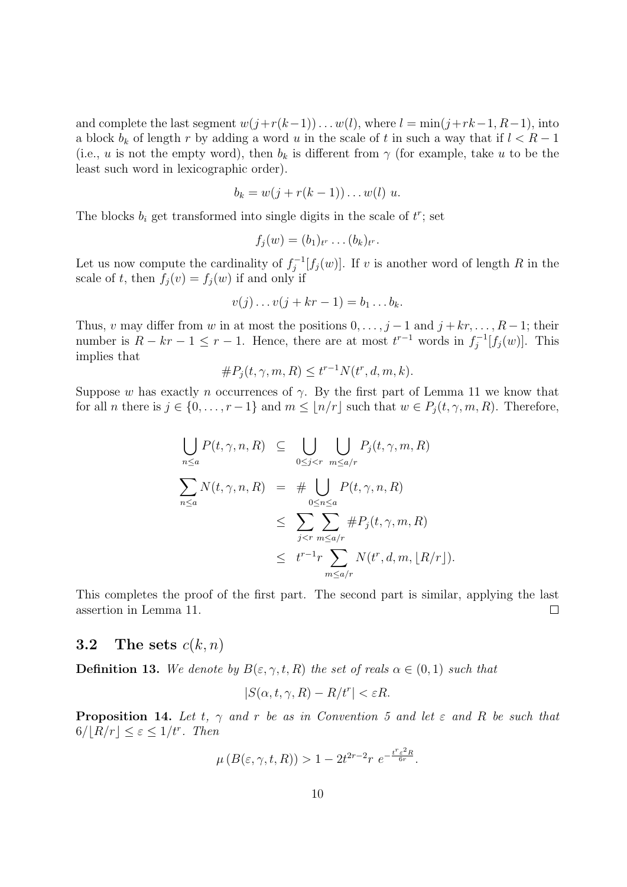and complete the last segment $w(j+r(k-1))\dots w(l)$, where $l = \min(j+rk-1, R-1)$, into a block $b_k$ of length $r$ by adding a word $u$ in the scale of $t$ in such a way that if $l < R-1$ (i.e., $u$ is not the empty word), then $b_k$ is different from $\gamma$ (for example, take $u$ to be the least such word in lexicographic order).

$$b_k = w(j + r(k-1)) \dots w(l)\ u.$$

The blocks $b_i$ get transformed into single digits in the scale of $t^r$; set

$$f_j(w) = (b_1)_{t^r} \dots (b_k)_{t^r}.$$

Let us now compute the cardinality of $f_j^{-1}[f_j(w)]$. If $v$ is another word of length $R$ in the scale of $t$, then $f_j(v) = f_j(w)$ if and only if

$$v(j) \dots v(j + kr - 1) = b_1 \dots b_k.$$

Thus, $v$ may differ from $w$ in at most the positions $0, \dots, j-1$ and $j+kr, \dots, R-1$; their number is $R - kr - 1 \leq r - 1$. Hence, there are at most $t^{r-1}$ words in $f_j^{-1}[f_j(w)]$. This implies that

$$\#P_j(t, \gamma, m, R) \leq t^{r-1} N(t^r, d, m, k).$$

Suppose $w$ has exactly $n$ occurrences of $\gamma$. By the first part of Lemma 11 we know that for all $n$ there is $j \in \{0, \dots, r-1\}$ and $m \leq \lfloor n/r \rfloor$ such that $w \in P_j(t, \gamma, m, R)$. Therefore,

$$
\begin{aligned}
\bigcup_{n \leq a} P(t, \gamma, n, R) &\subseteq \bigcup_{0 \leq j < r} \ \bigcup_{m \leq a/r} P_j(t, \gamma, m, R) \\
\sum_{n \leq a} N(t, \gamma, n, R) &= \# \bigcup_{0 \leq n \leq a} P(t, \gamma, n, R) \\
&\leq \sum_{j < r} \sum_{m \leq a/r} \#P_j(t, \gamma, m, R) \\
&\leq t^{r-1} r \sum_{m \leq a/r} N(t^r, d, m, \lfloor R/r \rfloor).
\end{aligned}
$$

This completes the proof of the first part. The second part is similar, applying the last assertion in Lemma 11. $\square$

### 3.2 The sets $c(k,n)$

**Definition 13.** *We denote by $B(\varepsilon, \gamma, t, R)$ the set of reals $\alpha \in (0,1)$ such that*

$$|S(\alpha, t, \gamma, R) - R/t^r| < \varepsilon R.$$

**Proposition 14.** *Let $t$, $\gamma$ and $r$ be as in Convention 5 and let $\varepsilon$ and $R$ be such that $6/\lfloor R/r \rfloor \leq \varepsilon \leq 1/t^r$. Then*

$$\mu\left(B(\varepsilon, \gamma, t, R)\right) > 1 - 2t^{2r-2} r\ e^{-\frac{t^r \varepsilon^2 R}{6r}}.$$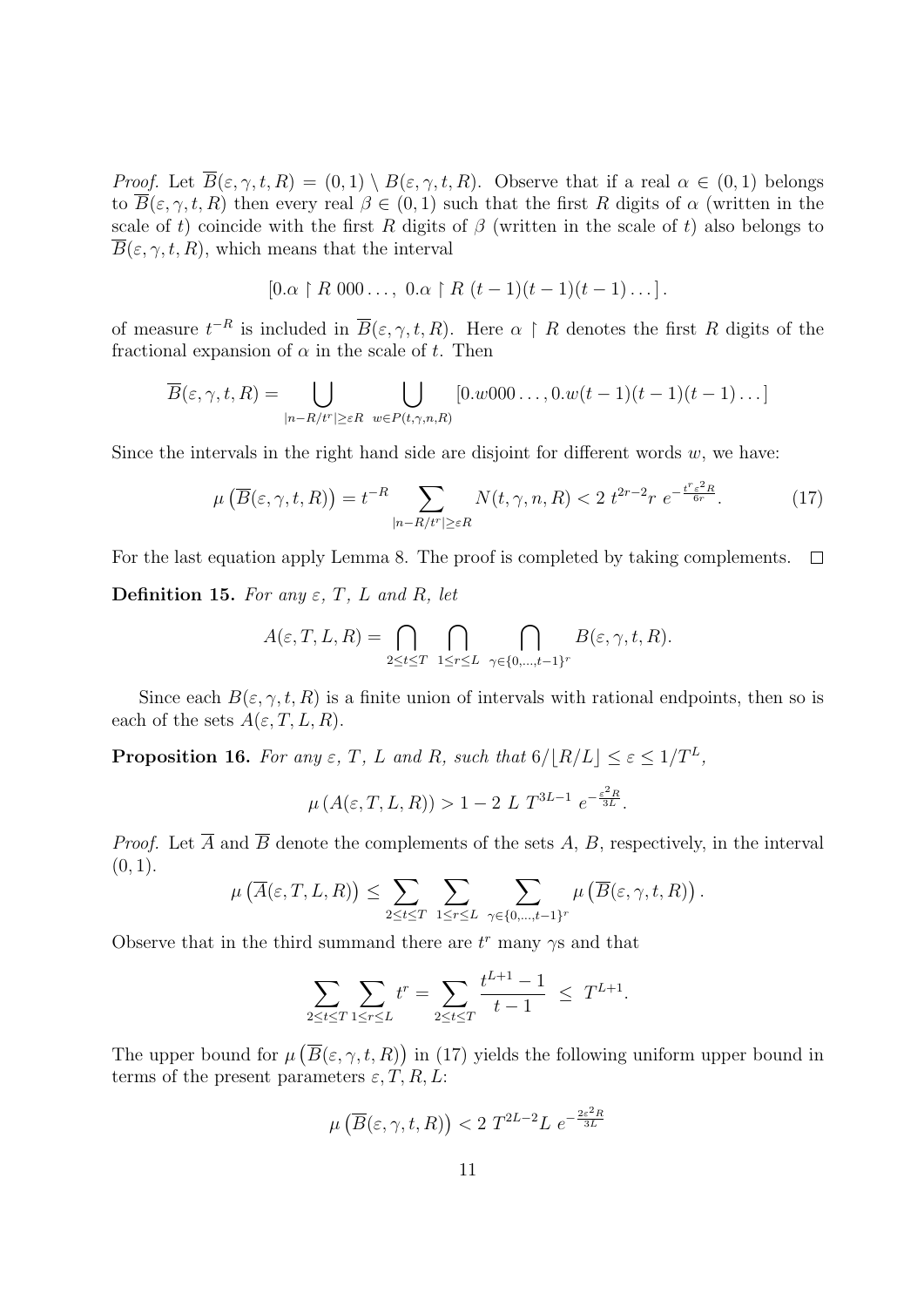*Proof.* Let $\overline{B}(\varepsilon, \gamma, t, R) = (0, 1) \setminus B(\varepsilon, \gamma, t, R)$. Observe that if a real $\alpha \in (0, 1)$ belongs to $\overline{B}(\varepsilon, \gamma, t, R)$ then every real $\beta \in (0, 1)$ such that the first $R$ digits of $\alpha$ (written in the scale of $t$) coincide with the first $R$ digits of $\beta$ (written in the scale of $t$) also belongs to $\overline{B}(\varepsilon, \gamma, t, R)$, which means that the interval

$$[0.\alpha \restriction R\ 000\ldots,\ 0.\alpha \restriction R\ (t-1)(t-1)(t-1)\ldots].$$

of measure $t^{-R}$ is included in $\overline{B}(\varepsilon, \gamma, t, R)$. Here $\alpha \restriction R$ denotes the first $R$ digits of the fractional expansion of $\alpha$ in the scale of $t$. Then

$$\overline{B}(\varepsilon, \gamma, t, R) = \bigcup_{|n - R/t^r| \geq \varepsilon R} \ \bigcup_{w \in P(t, \gamma, n, R)} [0.w000\ldots, 0.w(t-1)(t-1)(t-1)\ldots]$$

Since the intervals in the right hand side are disjoint for different words $w$, we have:

$$\mu\left(\overline{B}(\varepsilon, \gamma, t, R)\right) = t^{-R} \sum_{|n - R/t^r| \geq \varepsilon R} N(t, \gamma, n, R) < 2\ t^{2r-2} r\ e^{-\frac{t^r \varepsilon^2 R}{6r}}. \tag{17}$$

For the last equation apply Lemma 8. The proof is completed by taking complements. $\square$

**Definition 15.** *For any $\varepsilon$, $T$, $L$ and $R$, let*

$$A(\varepsilon, T, L, R) = \bigcap_{2 \leq t \leq T} \ \bigcap_{1 \leq r \leq L} \ \bigcap_{\gamma \in \{0, \ldots, t-1\}^r} B(\varepsilon, \gamma, t, R).$$

Since each $B(\varepsilon, \gamma, t, R)$ is a finite union of intervals with rational endpoints, then so is each of the sets $A(\varepsilon, T, L, R)$.

**Proposition 16.** *For any $\varepsilon$, $T$, $L$ and $R$, such that $6/\lfloor R/L \rfloor \leq \varepsilon \leq 1/T^L$,*

$$\mu\left(A(\varepsilon, T, L, R)\right) > 1 - 2\ L\ T^{3L-1}\ e^{-\frac{\varepsilon^2 R}{3L}}.$$

*Proof.* Let $\overline{A}$ and $\overline{B}$ denote the complements of the sets $A$, $B$, respectively, in the interval $(0, 1)$.

$$\mu\left(\overline{A}(\varepsilon, T, L, R)\right) \leq \sum_{2 \leq t \leq T} \ \sum_{1 \leq r \leq L} \ \sum_{\gamma \in \{0, \ldots, t-1\}^r} \mu\left(\overline{B}(\varepsilon, \gamma, t, R)\right).$$

Observe that in the third summand there are $t^r$ many $\gamma$s and that

$$\sum_{2 \leq t \leq T} \sum_{1 \leq r \leq L} t^r = \sum_{2 \leq t \leq T} \frac{t^{L+1} - 1}{t - 1} \ \leq \ T^{L+1}.$$

The upper bound for $\mu\left(\overline{B}(\varepsilon, \gamma, t, R)\right)$ in (17) yields the following uniform upper bound in terms of the present parameters $\varepsilon, T, R, L$:

$$\mu\left(\overline{B}(\varepsilon, \gamma, t, R)\right) < 2\ T^{2L-2} L\ e^{-\frac{2\varepsilon^2 R}{3L}}$$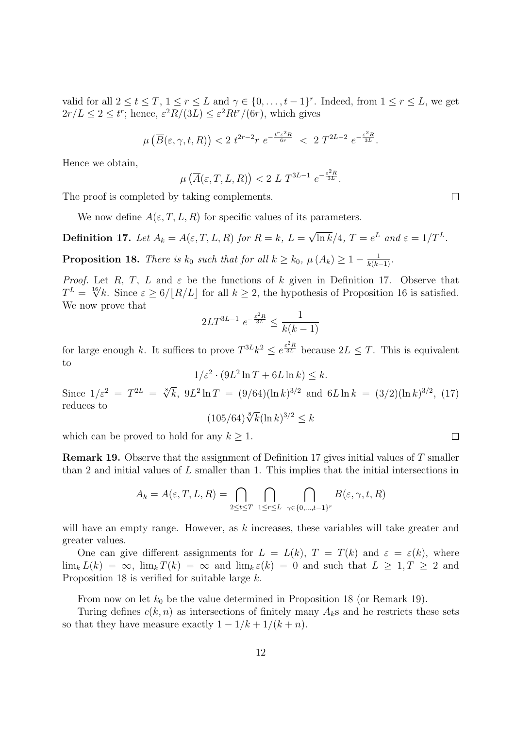valid for all $2 \le t \le T$, $1 \le r \le L$ and $\gamma \in \{0, \ldots, t-1\}^r$. Indeed, from $1 \le r \le L$, we get $2r/L \le 2 \le t^r$; hence, $\varepsilon^2 R/(3L) \le \varepsilon^2 R t^r/(6r)$, which gives

$$\mu\left(\overline{B}(\varepsilon, \gamma, t, R)\right) < 2\ t^{2r-2} r\ e^{-\frac{t^r \varepsilon^2 R}{6r}} \ <\ 2\ T^{2L-2}\ e^{-\frac{\varepsilon^2 R}{3L}}.$$

Hence we obtain,

$$\mu\left(\overline{A}(\varepsilon, T, L, R)\right) < 2\ L\ T^{3L-1}\ e^{-\frac{\varepsilon^2 R}{3L}}.$$

The proof is completed by taking complements. $\square$

We now define $A(\varepsilon, T, L, R)$ for specific values of its parameters.

**Definition 17.** *Let $A_k = A(\varepsilon, T, L, R)$ for $R = k$, $L = \sqrt{\ln k}/4$, $T = e^L$ and $\varepsilon = 1/T^L$.*

**Proposition 18.** *There is $k_0$ such that for all $k \ge k_0$, $\mu(A_k) \ge 1 - \frac{1}{k(k-1)}$.*

*Proof.* Let $R$, $T$, $L$ and $\varepsilon$ be the functions of $k$ given in Definition 17. Observe that $T^L = \sqrt[16]{k}$. Since $\varepsilon \ge 6/\lfloor R/L \rfloor$ for all $k \ge 2$, the hypothesis of Proposition 16 is satisfied. We now prove that

$$2LT^{3L-1}\ e^{-\frac{\varepsilon^2 R}{3L}} \le \frac{1}{k(k-1)}$$

for large enough $k$. It suffices to prove $T^{3L} k^2 \le e^{\frac{\varepsilon^2 R}{3L}}$ because $2L \le T$. This is equivalent to

$$1/\varepsilon^2 \cdot (9L^2 \ln T + 6L \ln k) \le k.$$

Since $1/\varepsilon^2 = T^{2L} = \sqrt[8]{k}$, $9L^2 \ln T = (9/64)(\ln k)^{3/2}$ and $6L \ln k = (3/2)(\ln k)^{3/2}$, (17) reduces to

$$(105/64)\sqrt[8]{k}(\ln k)^{3/2} \le k$$

which can be proved to hold for any $k \ge 1$. $\square$

**Remark 19.** Observe that the assignment of Definition 17 gives initial values of $T$ smaller than 2 and initial values of $L$ smaller than 1. This implies that the initial intersections in

$$A_k = A(\varepsilon, T, L, R) = \bigcap_{2 \le t \le T}\ \bigcap_{1 \le r \le L}\ \bigcap_{\gamma \in \{0, \ldots, t-1\}^r} B(\varepsilon, \gamma, t, R)$$

will have an empty range. However, as $k$ increases, these variables will take greater and greater values.

One can give different assignments for $L = L(k)$, $T = T(k)$ and $\varepsilon = \varepsilon(k)$, where $\lim_k L(k) = \infty$, $\lim_k T(k) = \infty$ and $\lim_k \varepsilon(k) = 0$ and such that $L \ge 1, T \ge 2$ and Proposition 18 is verified for suitable large $k$.

From now on let $k_0$ be the value determined in Proposition 18 (or Remark 19).

Turing defines $c(k, n)$ as intersections of finitely many $A_k$s and he restricts these sets so that they have measure exactly $1 - 1/k + 1/(k+n)$.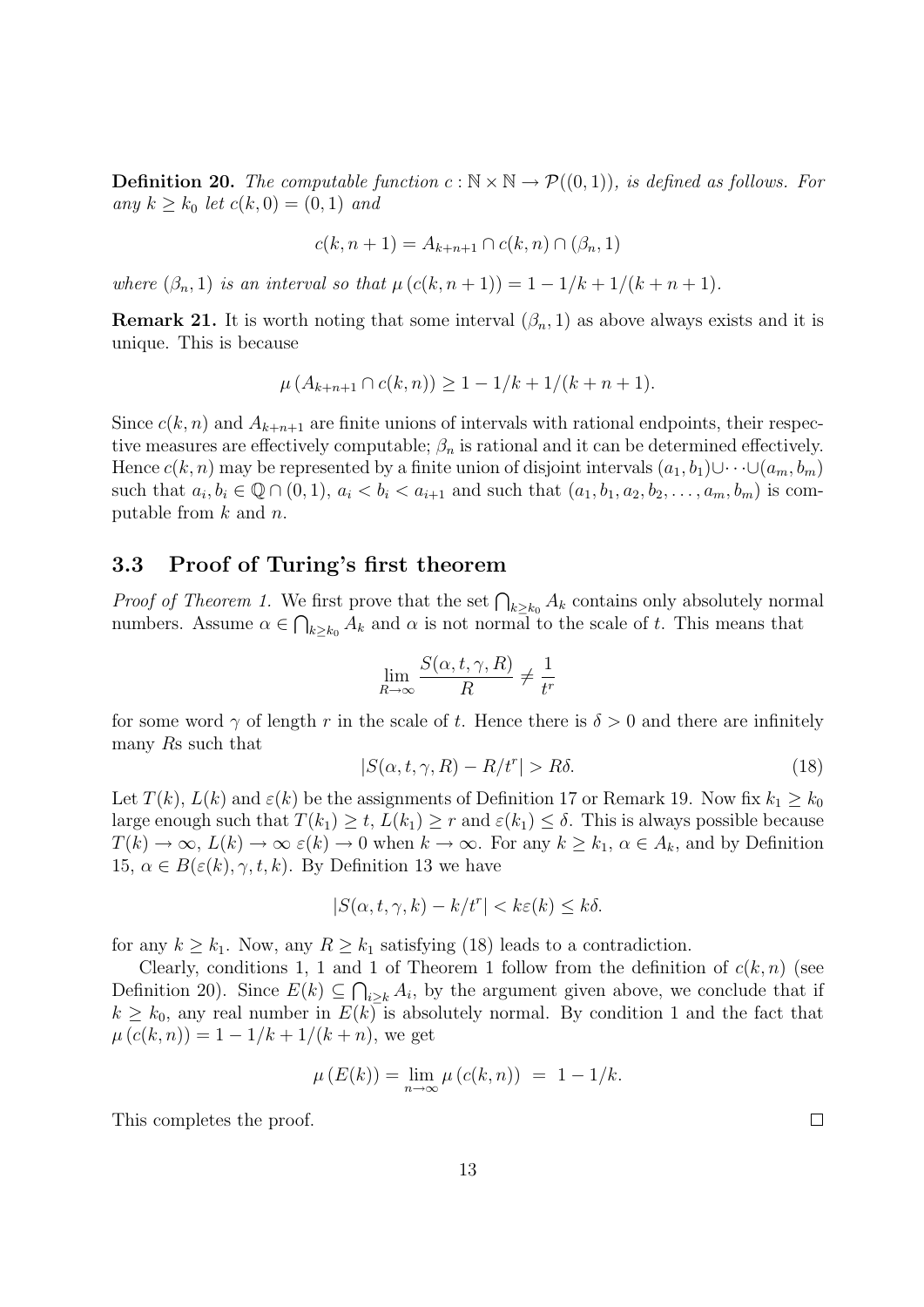**Definition 20.** *The computable function $c : \mathbb{N} \times \mathbb{N} \to \mathcal{P}((0,1))$, is defined as follows. For any $k \geq k_0$ let $c(k, 0) = (0, 1)$ and*

$$c(k, n+1) = A_{k+n+1} \cap c(k, n) \cap (\beta_n, 1)$$

*where $(\beta_n, 1)$ is an interval so that $\mu(c(k, n+1)) = 1 - 1/k + 1/(k+n+1)$.*

**Remark 21.** It is worth noting that some interval $(\beta_n, 1)$ as above always exists and it is unique. This is because

$$\mu(A_{k+n+1} \cap c(k, n)) \geq 1 - 1/k + 1/(k+n+1).$$

Since $c(k, n)$ and $A_{k+n+1}$ are finite unions of intervals with rational endpoints, their respective measures are effectively computable; $\beta_n$ is rational and it can be determined effectively. Hence $c(k, n)$ may be represented by a finite union of disjoint intervals $(a_1, b_1) \cup \cdots \cup (a_m, b_m)$ such that $a_i, b_i \in \mathbb{Q} \cap (0, 1)$, $a_i < b_i < a_{i+1}$ and such that $(a_1, b_1, a_2, b_2, \ldots, a_m, b_m)$ is computable from $k$ and $n$.

## 3.3 Proof of Turing's first theorem

*Proof of Theorem 1.* We first prove that the set $\bigcap_{k \geq k_0} A_k$ contains only absolutely normal numbers. Assume $\alpha \in \bigcap_{k \geq k_0} A_k$ and $\alpha$ is not normal to the scale of $t$. This means that

$$\lim_{R \to \infty} \frac{S(\alpha, t, \gamma, R)}{R} \neq \frac{1}{t^r}$$

for some word $\gamma$ of length $r$ in the scale of $t$. Hence there is $\delta > 0$ and there are infinitely many $R$s such that

$$|S(\alpha, t, \gamma, R) - R/t^r| > R\delta. \tag{18}$$

Let $T(k)$, $L(k)$ and $\varepsilon(k)$ be the assignments of Definition 17 or Remark 19. Now fix $k_1 \geq k_0$ large enough such that $T(k_1) \geq t$, $L(k_1) \geq r$ and $\varepsilon(k_1) \leq \delta$. This is always possible because $T(k) \to \infty$, $L(k) \to \infty$ $\varepsilon(k) \to 0$ when $k \to \infty$. For any $k \geq k_1$, $\alpha \in A_k$, and by Definition 15, $\alpha \in B(\varepsilon(k), \gamma, t, k)$. By Definition 13 we have

$$|S(\alpha, t, \gamma, k) - k/t^r| < k\varepsilon(k) \leq k\delta.$$

for any $k \geq k_1$. Now, any $R \geq k_1$ satisfying (18) leads to a contradiction.

Clearly, conditions 1, 1 and 1 of Theorem 1 follow from the definition of $c(k, n)$ (see Definition 20). Since $E(k) \subseteq \bigcap_{i \geq k} A_i$, by the argument given above, we conclude that if $k \geq k_0$, any real number in $E(k)$ is absolutely normal. By condition 1 and the fact that $\mu(c(k, n)) = 1 - 1/k + 1/(k+n)$, we get

$$\mu(E(k)) = \lim_{n \to \infty} \mu(c(k, n)) \; = \; 1 - 1/k.$$

This completes the proof. $\square$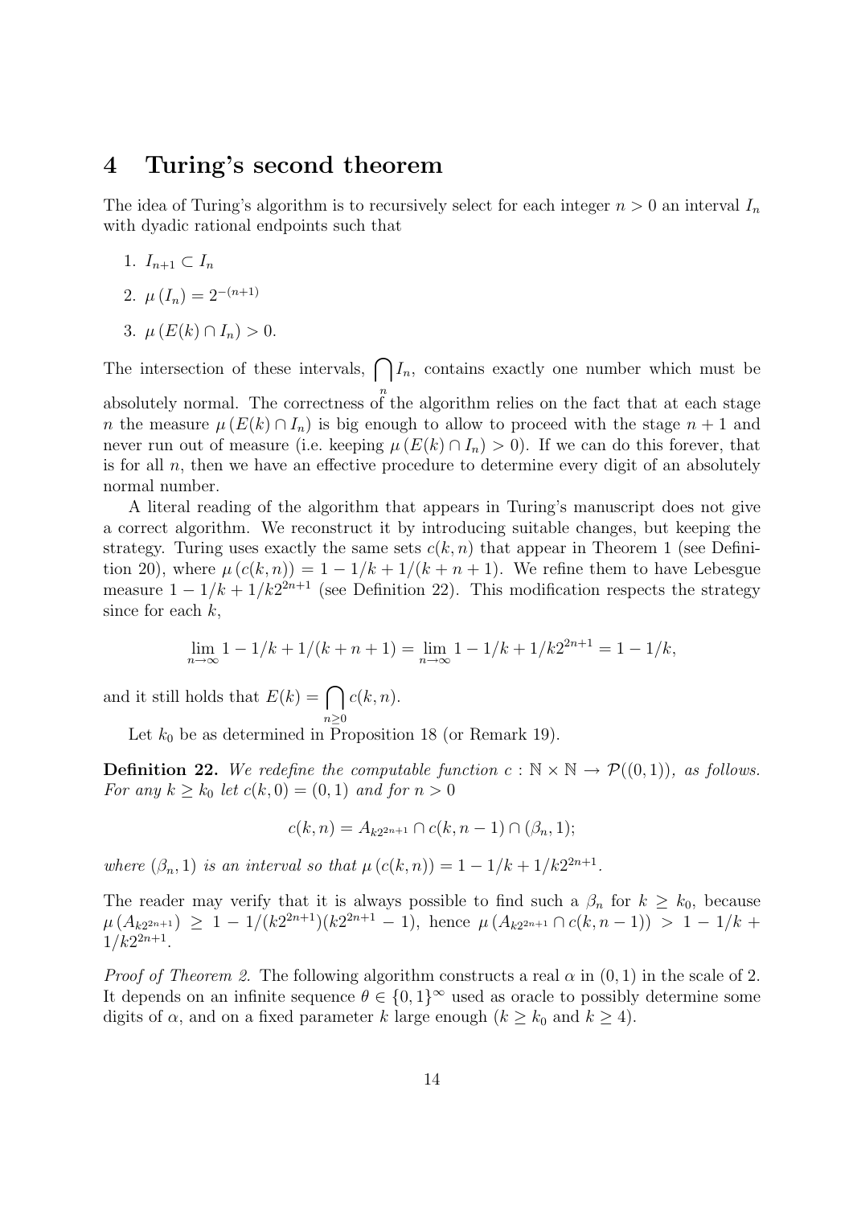# 4 Turing's second theorem

The idea of Turing's algorithm is to recursively select for each integer $n > 0$ an interval $I_n$ with dyadic rational endpoints such that

1. $I_{n+1} \subset I_n$
2. $\mu(I_n) = 2^{-(n+1)}$
3. $\mu(E(k) \cap I_n) > 0$.

The intersection of these intervals, $\bigcap_n I_n$, contains exactly one number which must be absolutely normal. The correctness of the algorithm relies on the fact that at each stage $n$ the measure $\mu(E(k) \cap I_n)$ is big enough to allow to proceed with the stage $n+1$ and never run out of measure (i.e. keeping $\mu(E(k) \cap I_n) > 0$). If we can do this forever, that is for all $n$, then we have an effective procedure to determine every digit of an absolutely normal number.

A literal reading of the algorithm that appears in Turing's manuscript does not give a correct algorithm. We reconstruct it by introducing suitable changes, but keeping the strategy. Turing uses exactly the same sets $c(k, n)$ that appear in Theorem 1 (see Definition 20), where $\mu(c(k, n)) = 1 - 1/k + 1/(k + n + 1)$. We refine them to have Lebesgue measure $1 - 1/k + 1/k2^{2n+1}$ (see Definition 22). This modification respects the strategy since for each $k$,

$$\lim_{n\to\infty} 1 - 1/k + 1/(k + n + 1) = \lim_{n\to\infty} 1 - 1/k + 1/k2^{2n+1} = 1 - 1/k,$$

and it still holds that $E(k) = \bigcap_{n\geq 0} c(k, n)$.

Let $k_0$ be as determined in Proposition 18 (or Remark 19).

**Definition 22.** *We redefine the computable function $c : \mathbb{N} \times \mathbb{N} \to \mathcal{P}((0, 1))$, as follows. For any $k \geq k_0$ let $c(k, 0) = (0, 1)$ and for $n > 0$*

$$c(k, n) = A_{k2^{2n+1}} \cap c(k, n - 1) \cap (\beta_n, 1);$$

*where $(\beta_n, 1)$ is an interval so that $\mu(c(k, n)) = 1 - 1/k + 1/k2^{2n+1}$.*

The reader may verify that it is always possible to find such a $\beta_n$ for $k \geq k_0$, because $\mu(A_{k2^{2n+1}}) \geq 1 - 1/(k2^{2n+1})(k2^{2n+1} - 1)$, hence $\mu(A_{k2^{2n+1}} \cap c(k, n - 1)) > 1 - 1/k + 1/k2^{2n+1}$.

*Proof of Theorem 2.* The following algorithm constructs a real $\alpha$ in $(0, 1)$ in the scale of 2. It depends on an infinite sequence $\theta \in \{0, 1\}^\infty$ used as oracle to possibly determine some digits of $\alpha$, and on a fixed parameter $k$ large enough ($k \geq k_0$ and $k \geq 4$).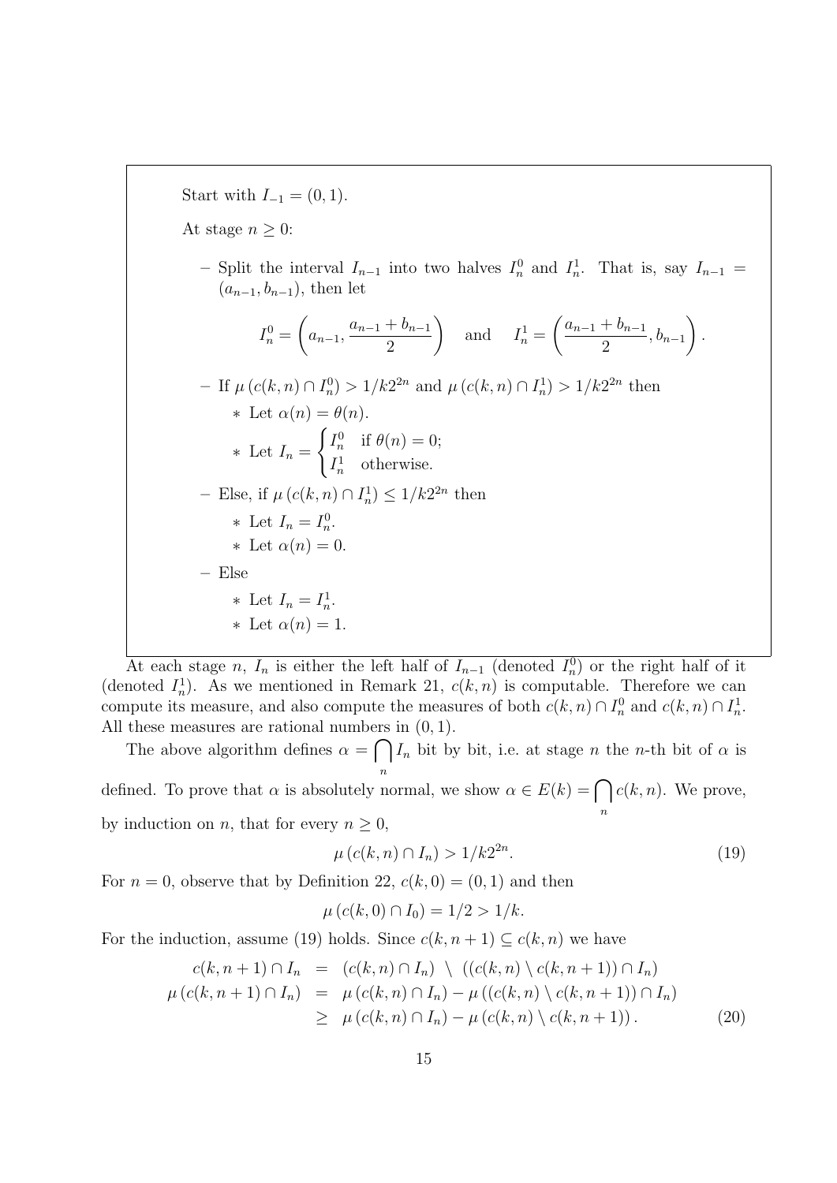Start with $I_{-1} = (0, 1)$.

At stage $n \geq 0$:

- Split the interval $I_{n-1}$ into two halves $I_n^0$ and $I_n^1$. That is, say $I_{n-1} = (a_{n-1}, b_{n-1})$, then let

$$I_n^0 = \left(a_{n-1}, \frac{a_{n-1} + b_{n-1}}{2}\right) \quad \text{and} \quad I_n^1 = \left(\frac{a_{n-1} + b_{n-1}}{2}, b_{n-1}\right).$$

- If $\mu\left(c(k,n) \cap I_n^0\right) > 1/k2^{2n}$ and $\mu\left(c(k,n) \cap I_n^1\right) > 1/k2^{2n}$ then
  - Let $\alpha(n) = \theta(n)$.
  - Let $I_n = \begin{cases} I_n^0 & \text{if } \theta(n) = 0; \\ I_n^1 & \text{otherwise.} \end{cases}$
- Else, if $\mu\left(c(k,n) \cap I_n^1\right) \leq 1/k2^{2n}$ then
  - Let $I_n = I_n^0$.
  - Let $\alpha(n) = 0$.
- Else
  - Let $I_n = I_n^1$.
  - Let $\alpha(n) = 1$.

At each stage $n$, $I_n$ is either the left half of $I_{n-1}$ (denoted $I_n^0$) or the right half of it (denoted $I_n^1$). As we mentioned in Remark 21, $c(k,n)$ is computable. Therefore we can compute its measure, and also compute the measures of both $c(k,n) \cap I_n^0$ and $c(k,n) \cap I_n^1$. All these measures are rational numbers in $(0,1)$.

The above algorithm defines $\alpha = \bigcap_n I_n$ bit by bit, i.e. at stage $n$ the $n$-th bit of $\alpha$ is defined. To prove that $\alpha$ is absolutely normal, we show $\alpha \in E(k) = \bigcap_n c(k,n)$. We prove, by induction on $n$, that for every $n \geq 0$,

$$\mu\left(c(k,n) \cap I_n\right) > 1/k2^{2n}. \tag{19}$$

For $n = 0$, observe that by Definition 22, $c(k,0) = (0,1)$ and then

$$\mu\left(c(k,0) \cap I_0\right) = 1/2 > 1/k.$$

For the induction, assume (19) holds. Since $c(k,n+1) \subseteq c(k,n)$ we have

$$\begin{aligned}
c(k,n+1) \cap I_n &= \left(c(k,n) \cap I_n\right) \setminus \left(\left(c(k,n) \setminus c(k,n+1)\right) \cap I_n\right) \\
\mu\left(c(k,n+1) \cap I_n\right) &= \mu\left(c(k,n) \cap I_n\right) - \mu\left(\left(c(k,n) \setminus c(k,n+1)\right) \cap I_n\right) \\
&\geq \mu\left(c(k,n) \cap I_n\right) - \mu\left(c(k,n) \setminus c(k,n+1)\right).
\end{aligned} \tag{20}$$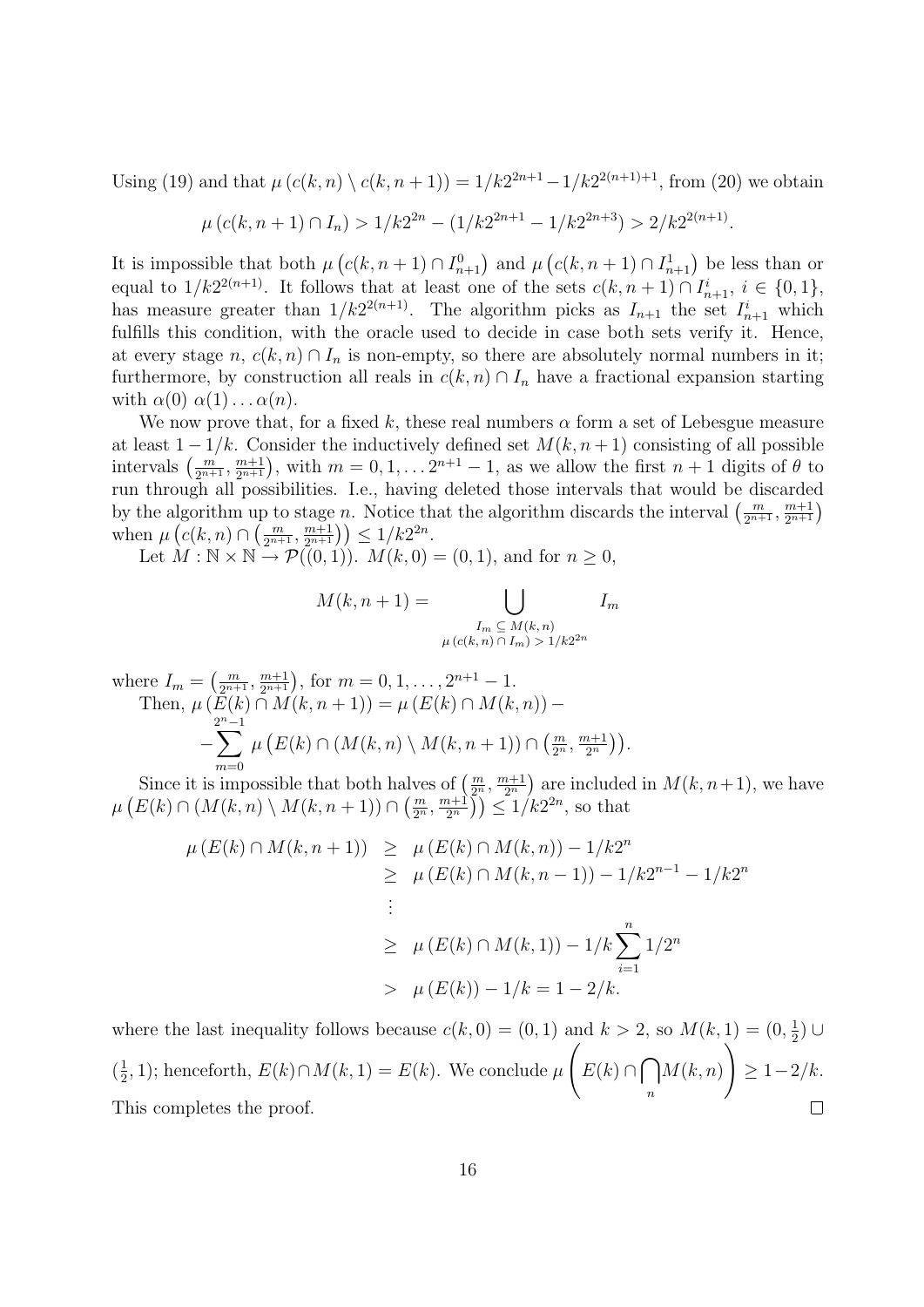Using (19) and that $\mu\left(c(k,n) \setminus c(k,n+1)\right) = 1/k2^{2n+1} - 1/k2^{2(n+1)+1}$, from (20) we obtain

$$\mu\left(c(k,n+1) \cap I_n\right) > 1/k2^{2n} - (1/k2^{2n+1} - 1/k2^{2n+3}) > 2/k2^{2(n+1)}.$$

It is impossible that both $\mu\left(c(k,n+1) \cap I^0_{n+1}\right)$ and $\mu\left(c(k,n+1) \cap I^1_{n+1}\right)$ be less than or equal to $1/k2^{2(n+1)}$. It follows that at least one of the sets $c(k,n+1) \cap I^i_{n+1}$, $i \in \{0,1\}$, has measure greater than $1/k2^{2(n+1)}$. The algorithm picks as $I_{n+1}$ the set $I^i_{n+1}$ which fulfills this condition, with the oracle used to decide in case both sets verify it. Hence, at every stage $n$, $c(k,n) \cap I_n$ is non-empty, so there are absolutely normal numbers in it; furthermore, by construction all reals in $c(k,n) \cap I_n$ have a fractional expansion starting with $\alpha(0)\ \alpha(1) \ldots \alpha(n)$.

We now prove that, for a fixed $k$, these real numbers $\alpha$ form a set of Lebesgue measure at least $1 - 1/k$. Consider the inductively defined set $M(k,n+1)$ consisting of all possible intervals $\left(\frac{m}{2^{n+1}}, \frac{m+1}{2^{n+1}}\right)$, with $m = 0, 1, \ldots 2^{n+1} - 1$, as we allow the first $n+1$ digits of $\theta$ to run through all possibilities. I.e., having deleted those intervals that would be discarded by the algorithm up to stage $n$. Notice that the algorithm discards the interval $\left(\frac{m}{2^{n+1}}, \frac{m+1}{2^{n+1}}\right)$ when $\mu\left(c(k,n) \cap \left(\frac{m}{2^{n+1}}, \frac{m+1}{2^{n+1}}\right)\right) \le 1/k2^{2n}$.

Let $M : \mathbb{N} \times \mathbb{N} \to \mathcal{P}((0,1))$. $M(k,0) = (0,1)$, and for $n \ge 0$,

$$M(k,n+1) = \bigcup_{\substack{I_m \subseteq M(k,n) \\ \mu\left(c(k,n) \cap I_m\right) > 1/k2^{2n}}} I_m$$

where $I_m = \left(\frac{m}{2^{n+1}}, \frac{m+1}{2^{n+1}}\right)$, for $m = 0, 1, \ldots, 2^{n+1} - 1$.

Then, $\mu\left(E(k) \cap M(k,n+1)\right) = \mu\left(E(k) \cap M(k,n)\right) -$

$$-\sum_{m=0}^{2^n-1} \mu\left(E(k) \cap (M(k,n) \setminus M(k,n+1)) \cap \left(\tfrac{m}{2^n}, \tfrac{m+1}{2^n}\right)\right).$$

Since it is impossible that both halves of $\left(\frac{m}{2^n}, \frac{m+1}{2^n}\right)$ are included in $M(k,n+1)$, we have $\mu\left(E(k) \cap (M(k,n) \setminus M(k,n+1)) \cap \left(\frac{m}{2^n}, \frac{m+1}{2^n}\right)\right) \le 1/k2^{2n}$, so that

$$\begin{aligned}
\mu\left(E(k) \cap M(k,n+1)\right) &\ge \mu\left(E(k) \cap M(k,n)\right) - 1/k2^n \\
&\ge \mu\left(E(k) \cap M(k,n-1)\right) - 1/k2^{n-1} - 1/k2^n \\
&\vdots \\
&\ge \mu\left(E(k) \cap M(k,1)\right) - 1/k\sum_{i=1}^{n} 1/2^n \\
&> \mu\left(E(k)\right) - 1/k = 1 - 2/k.
\end{aligned}$$

where the last inequality follows because $c(k,0) = (0,1)$ and $k > 2$, so $M(k,1) = (0,\frac{1}{2}) \cup (\frac{1}{2},1)$; henceforth, $E(k) \cap M(k,1) = E(k)$. We conclude $\mu\left(E(k) \cap \bigcap_n M(k,n)\right) \ge 1 - 2/k$. This completes the proof. $\square$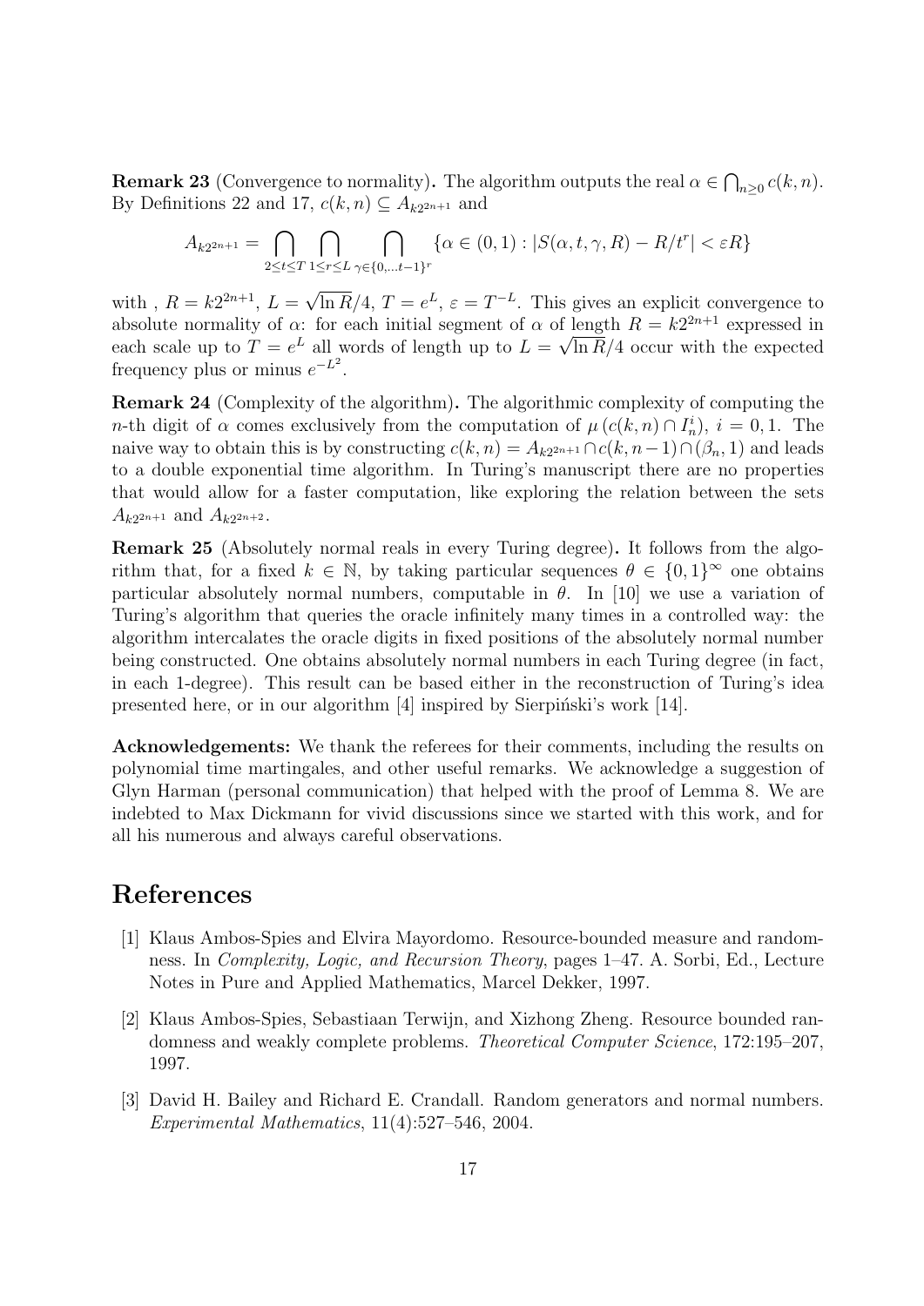**Remark 23** (Convergence to normality)**.** The algorithm outputs the real $\alpha \in \bigcap_{n\geq 0} c(k,n)$. By Definitions 22 and 17, $c(k,n) \subseteq A_{k2^{2n+1}}$ and

$$A_{k2^{2n+1}} = \bigcap_{2\leq t\leq T} \bigcap_{1\leq r\leq L} \bigcap_{\gamma\in\{0,\dots t-1\}^r} \{\alpha \in (0,1) : |S(\alpha,t,\gamma,R) - R/t^r| < \varepsilon R\}$$

with , $R = k2^{2n+1}$, $L = \sqrt{\ln R}/4$, $T = e^L$, $\varepsilon = T^{-L}$. This gives an explicit convergence to absolute normality of $\alpha$: for each initial segment of $\alpha$ of length $R = k2^{2n+1}$ expressed in each scale up to $T = e^L$ all words of length up to $L = \sqrt{\ln R}/4$ occur with the expected frequency plus or minus $e^{-L^2}$.

**Remark 24** (Complexity of the algorithm)**.** The algorithmic complexity of computing the $n$-th digit of $\alpha$ comes exclusively from the computation of $\mu\left(c(k,n) \cap I_n^i\right)$, $i = 0,1$. The naive way to obtain this is by constructing $c(k,n) = A_{k2^{2n+1}} \cap c(k,n-1) \cap (\beta_n, 1)$ and leads to a double exponential time algorithm. In Turing's manuscript there are no properties that would allow for a faster computation, like exploring the relation between the sets $A_{k2^{2n+1}}$ and $A_{k2^{2n+2}}$.

**Remark 25** (Absolutely normal reals in every Turing degree)**.** It follows from the algorithm that, for a fixed $k \in \mathbb{N}$, by taking particular sequences $\theta \in \{0,1\}^\infty$ one obtains particular absolutely normal numbers, computable in $\theta$. In [10] we use a variation of Turing's algorithm that queries the oracle infinitely many times in a controlled way: the algorithm intercalates the oracle digits in fixed positions of the absolutely normal number being constructed. One obtains absolutely normal numbers in each Turing degree (in fact, in each 1-degree). This result can be based either in the reconstruction of Turing's idea presented here, or in our algorithm [4] inspired by Sierpiński's work [14].

**Acknowledgements:** We thank the referees for their comments, including the results on polynomial time martingales, and other useful remarks. We acknowledge a suggestion of Glyn Harman (personal communication) that helped with the proof of Lemma 8. We are indebted to Max Dickmann for vivid discussions since we started with this work, and for all his numerous and always careful observations.

# References

[1] Klaus Ambos-Spies and Elvira Mayordomo. Resource-bounded measure and randomness. In *Complexity, Logic, and Recursion Theory*, pages 1–47. A. Sorbi, Ed., Lecture Notes in Pure and Applied Mathematics, Marcel Dekker, 1997.

[2] Klaus Ambos-Spies, Sebastiaan Terwijn, and Xizhong Zheng. Resource bounded randomness and weakly complete problems. *Theoretical Computer Science*, 172:195–207, 1997.

[3] David H. Bailey and Richard E. Crandall. Random generators and normal numbers. *Experimental Mathematics*, 11(4):527–546, 2004.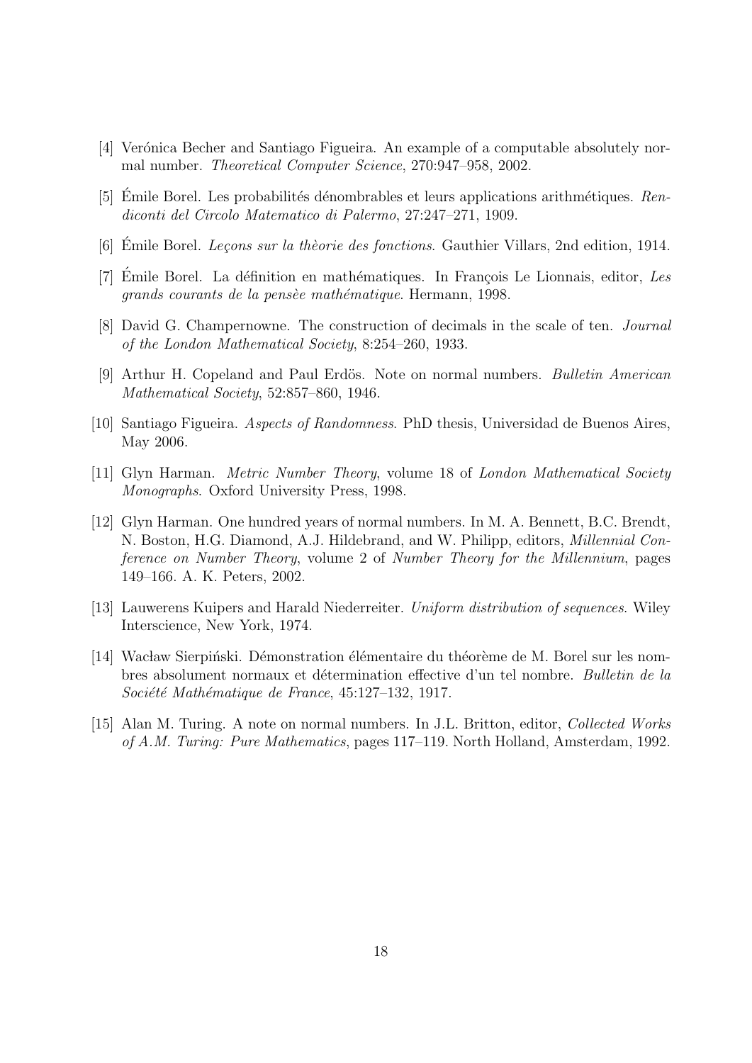[4] Verónica Becher and Santiago Figueira. An example of a computable absolutely normal number. *Theoretical Computer Science*, 270:947–958, 2002.

[5] Émile Borel. Les probabilités dénombrables et leurs applications arithmétiques. *Rendiconti del Circolo Matematico di Palermo*, 27:247–271, 1909.

[6] Émile Borel. *Leçons sur la thèorie des fonctions*. Gauthier Villars, 2nd edition, 1914.

[7] Émile Borel. La définition en mathématiques. In François Le Lionnais, editor, *Les grands courants de la pensèe mathématique*. Hermann, 1998.

[8] David G. Champernowne. The construction of decimals in the scale of ten. *Journal of the London Mathematical Society*, 8:254–260, 1933.

[9] Arthur H. Copeland and Paul Erdös. Note on normal numbers. *Bulletin American Mathematical Society*, 52:857–860, 1946.

[10] Santiago Figueira. *Aspects of Randomness*. PhD thesis, Universidad de Buenos Aires, May 2006.

[11] Glyn Harman. *Metric Number Theory*, volume 18 of *London Mathematical Society Monographs*. Oxford University Press, 1998.

[12] Glyn Harman. One hundred years of normal numbers. In M. A. Bennett, B.C. Brendt, N. Boston, H.G. Diamond, A.J. Hildebrand, and W. Philipp, editors, *Millennial Conference on Number Theory*, volume 2 of *Number Theory for the Millennium*, pages 149–166. A. K. Peters, 2002.

[13] Lauwerens Kuipers and Harald Niederreiter. *Uniform distribution of sequences*. Wiley Interscience, New York, 1974.

[14] Wacław Sierpiński. Démonstration élémentaire du théorème de M. Borel sur les nombres absolument normaux et détermination effective d'un tel nombre. *Bulletin de la Société Mathématique de France*, 45:127–132, 1917.

[15] Alan M. Turing. A note on normal numbers. In J.L. Britton, editor, *Collected Works of A.M. Turing: Pure Mathematics*, pages 117–119. North Holland, Amsterdam, 1992.